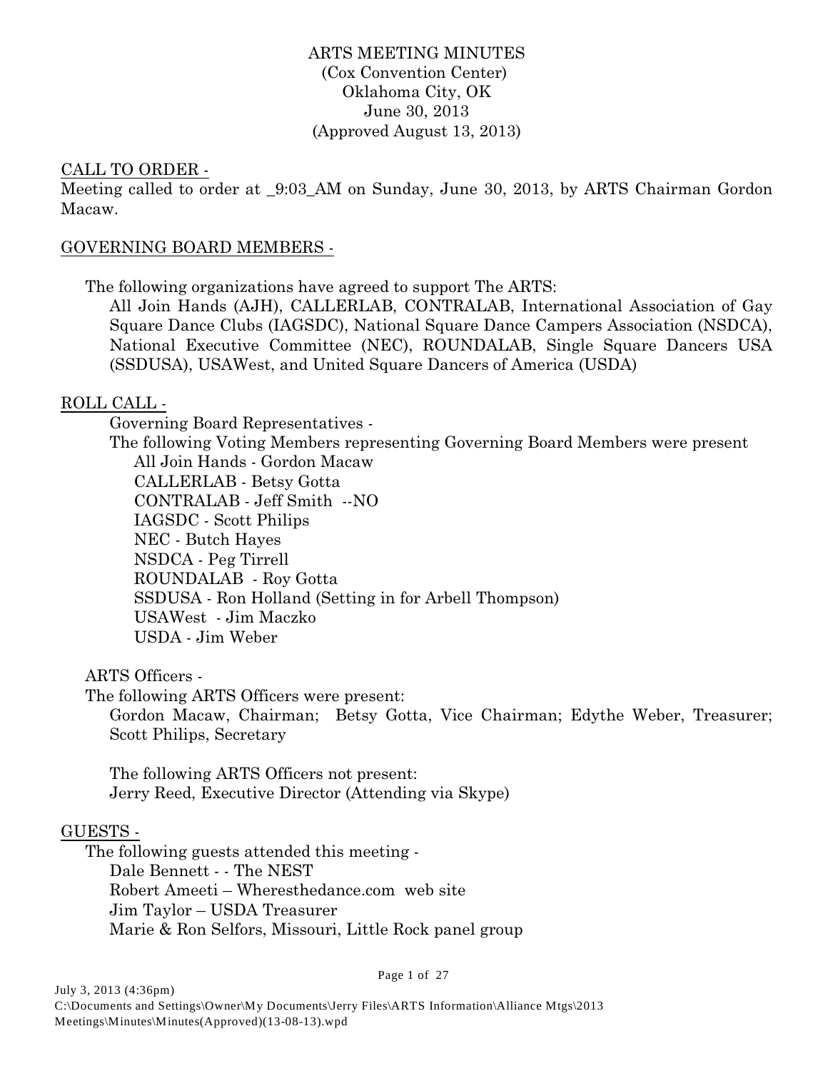# ARTS MEETING MINUTES

(Cox Convention Center)
Oklahoma City, OK
June 30, 2013
(Approved August 13, 2013)

## CALL TO ORDER -

Meeting called to order at _9:03_AM on Sunday, June 30, 2013, by ARTS Chairman Gordon Macaw.

## GOVERNING BOARD MEMBERS -

The following organizations have agreed to support The ARTS:

All Join Hands (AJH), CALLERLAB, CONTRALAB, International Association of Gay Square Dance Clubs (IAGSDC), National Square Dance Campers Association (NSDCA), National Executive Committee (NEC), ROUNDALAB, Single Square Dancers USA (SSDUSA), USAWest, and United Square Dancers of America (USDA)

## ROLL CALL -

Governing Board Representatives -

The following Voting Members representing Governing Board Members were present

- All Join Hands - Gordon Macaw
- CALLERLAB - Betsy Gotta
- CONTRALAB - Jeff Smith --NO
- IAGSDC - Scott Philips
- NEC - Butch Hayes
- NSDCA - Peg Tirrell
- ROUNDALAB - Roy Gotta
- SSDUSA - Ron Holland (Setting in for Arbell Thompson)
- USAWest - Jim Maczko
- USDA - Jim Weber

ARTS Officers -

The following ARTS Officers were present:

Gordon Macaw, Chairman; Betsy Gotta, Vice Chairman; Edythe Weber, Treasurer; Scott Philips, Secretary

The following ARTS Officers not present:

Jerry Reed, Executive Director (Attending via Skype)

## GUESTS -

The following guests attended this meeting -

- Dale Bennett - - The NEST
- Robert Ameeti – Wheresthedance.com web site
- Jim Taylor – USDA Treasurer
- Marie & Ron Selfors, Missouri, Little Rock panel group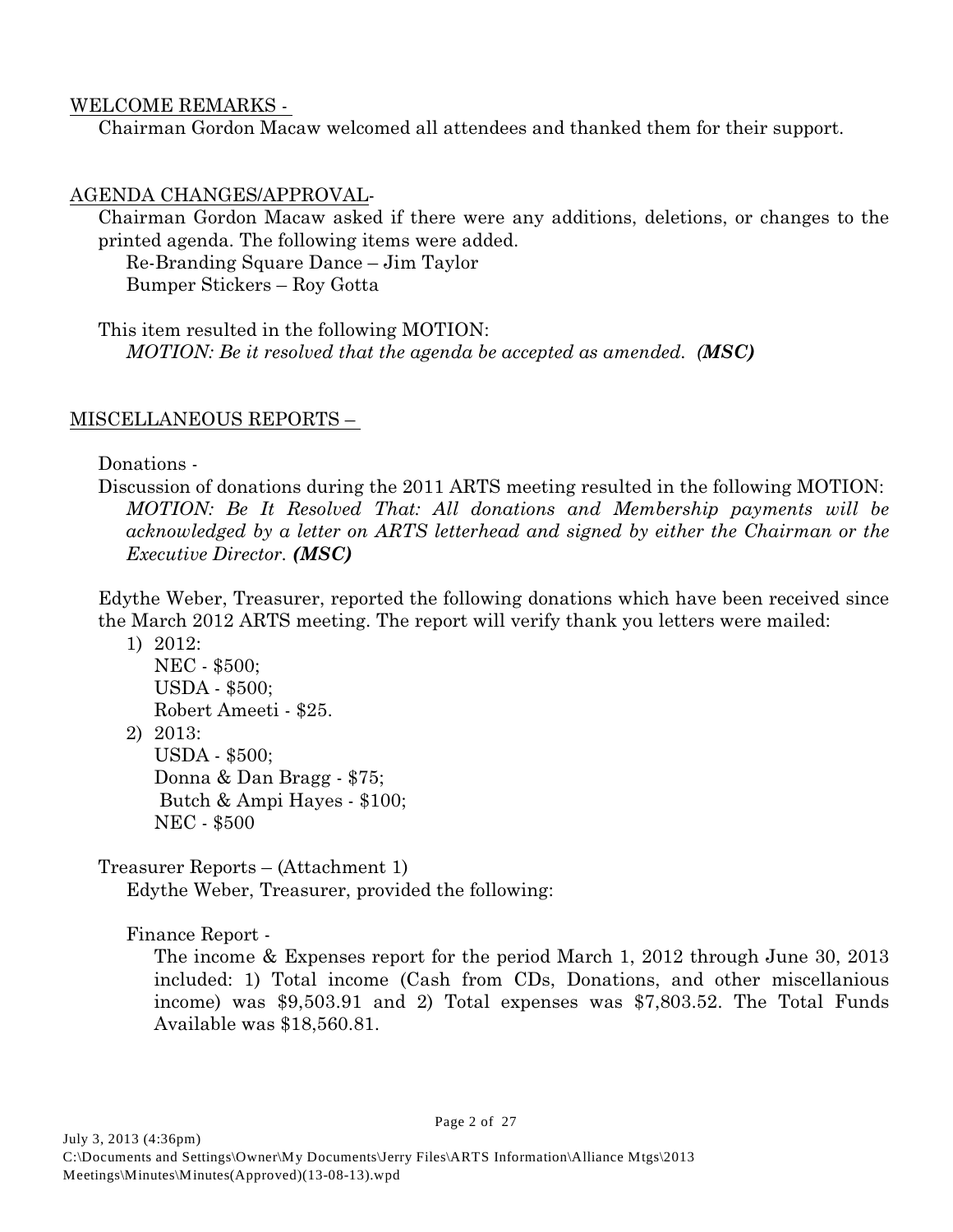WELCOME REMARKS -

Chairman Gordon Macaw welcomed all attendees and thanked them for their support.

AGENDA CHANGES/APPROVAL-

Chairman Gordon Macaw asked if there were any additions, deletions, or changes to the printed agenda. The following items were added.

Re-Branding Square Dance – Jim Taylor
Bumper Stickers – Roy Gotta

This item resulted in the following MOTION:

*MOTION: Be it resolved that the agenda be accepted as amended.* ***(MSC)***

MISCELLANEOUS REPORTS –

Donations -

Discussion of donations during the 2011 ARTS meeting resulted in the following MOTION:

*MOTION: Be It Resolved That: All donations and Membership payments will be acknowledged by a letter on ARTS letterhead and signed by either the Chairman or the Executive Director.* ***(MSC)***

Edythe Weber, Treasurer, reported the following donations which have been received since the March 2012 ARTS meeting. The report will verify thank you letters were mailed:

1) 2012:
   NEC - $500;
   USDA - $500;
   Robert Ameeti - $25.
2) 2013:
   USDA - $500;
   Donna & Dan Bragg - $75;
   Butch & Ampi Hayes - $100;
   NEC - $500

Treasurer Reports – (Attachment 1)

Edythe Weber, Treasurer, provided the following:

Finance Report -

The income & Expenses report for the period March 1, 2012 through June 30, 2013 included: 1) Total income (Cash from CDs, Donations, and other miscellanious income) was $9,503.91 and 2) Total expenses was $7,803.52. The Total Funds Available was $18,560.81.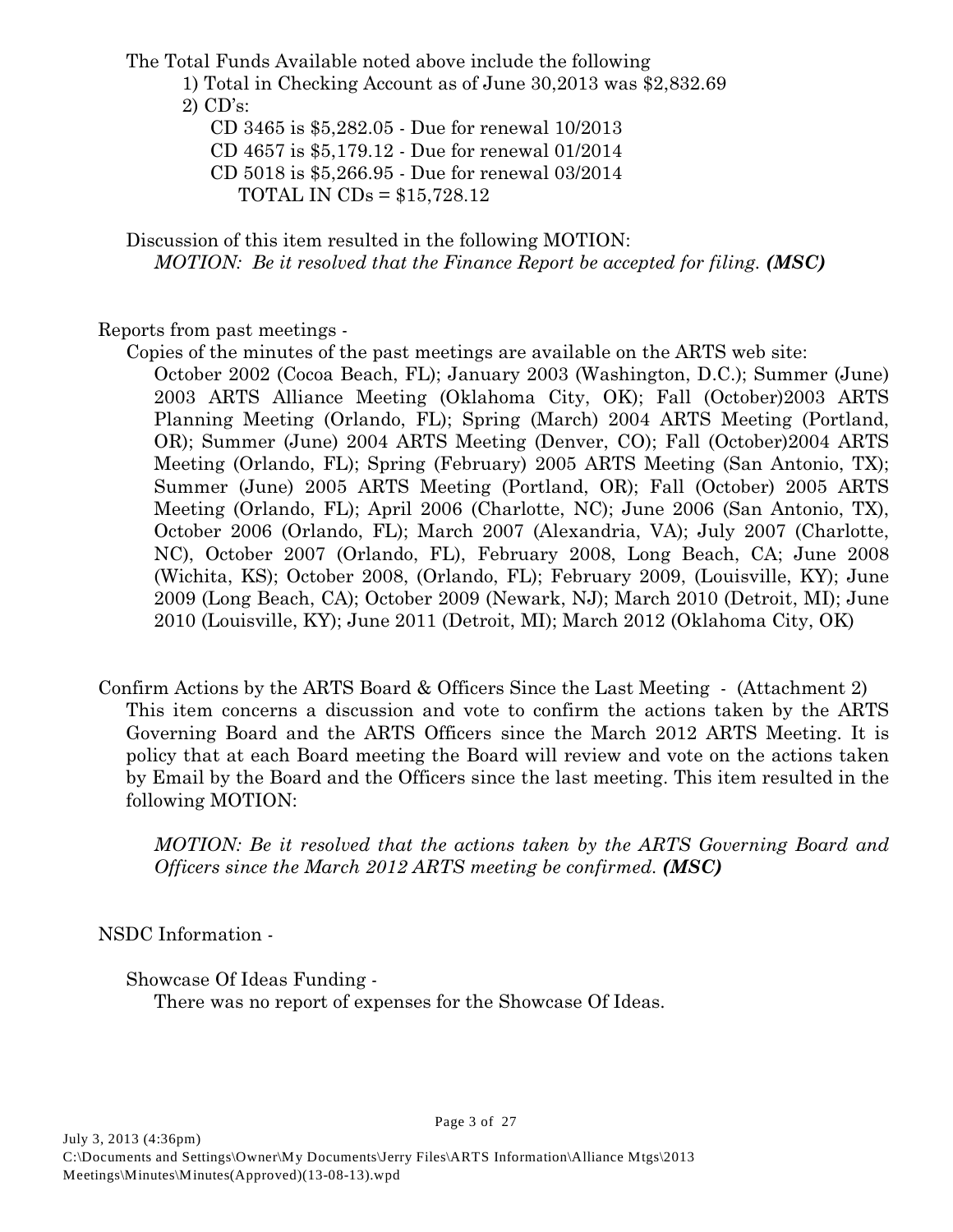The Total Funds Available noted above include the following

1) Total in Checking Account as of June 30,2013 was $2,832.69
2) CD's:

   CD 3465 is $5,282.05 - Due for renewal 10/2013
   CD 4657 is $5,179.12 - Due for renewal 01/2014
   CD 5018 is $5,266.95 - Due for renewal 03/2014
   TOTAL IN CDs = $15,728.12

Discussion of this item resulted in the following MOTION:

*MOTION: Be it resolved that the Finance Report be accepted for filing.* ***(MSC)***

Reports from past meetings -

Copies of the minutes of the past meetings are available on the ARTS web site:

October 2002 (Cocoa Beach, FL); January 2003 (Washington, D.C.); Summer (June) 2003 ARTS Alliance Meeting (Oklahoma City, OK); Fall (October)2003 ARTS Planning Meeting (Orlando, FL); Spring (March) 2004 ARTS Meeting (Portland, OR); Summer (June) 2004 ARTS Meeting (Denver, CO); Fall (October)2004 ARTS Meeting (Orlando, FL); Spring (February) 2005 ARTS Meeting (San Antonio, TX); Summer (June) 2005 ARTS Meeting (Portland, OR); Fall (October) 2005 ARTS Meeting (Orlando, FL); April 2006 (Charlotte, NC); June 2006 (San Antonio, TX), October 2006 (Orlando, FL); March 2007 (Alexandria, VA); July 2007 (Charlotte, NC), October 2007 (Orlando, FL), February 2008, Long Beach, CA; June 2008 (Wichita, KS); October 2008, (Orlando, FL); February 2009, (Louisville, KY); June 2009 (Long Beach, CA); October 2009 (Newark, NJ); March 2010 (Detroit, MI); June 2010 (Louisville, KY); June 2011 (Detroit, MI); March 2012 (Oklahoma City, OK)

Confirm Actions by the ARTS Board & Officers Since the Last Meeting - (Attachment 2)

This item concerns a discussion and vote to confirm the actions taken by the ARTS Governing Board and the ARTS Officers since the March 2012 ARTS Meeting. It is policy that at each Board meeting the Board will review and vote on the actions taken by Email by the Board and the Officers since the last meeting. This item resulted in the following MOTION:

*MOTION: Be it resolved that the actions taken by the ARTS Governing Board and Officers since the March 2012 ARTS meeting be confirmed.* ***(MSC)***

NSDC Information -

Showcase Of Ideas Funding -

There was no report of expenses for the Showcase Of Ideas.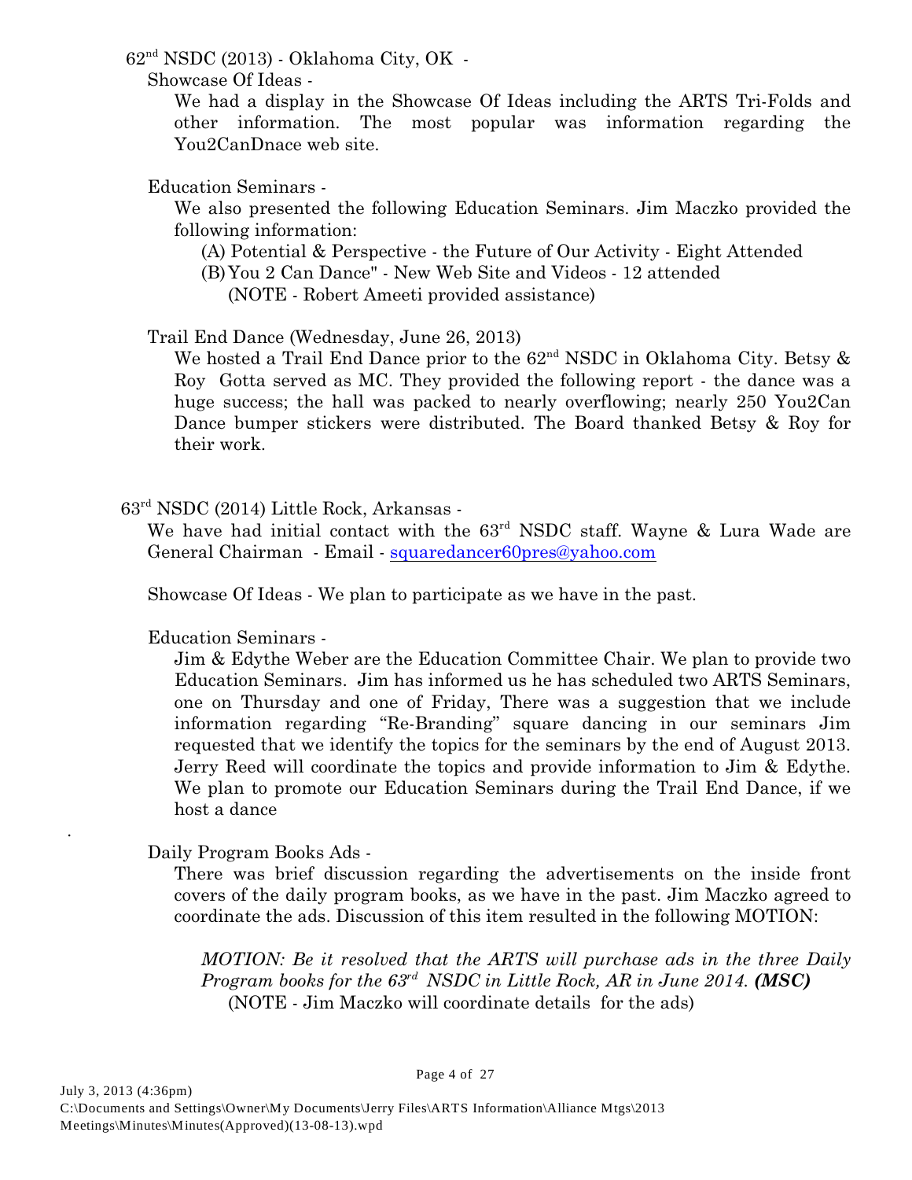62nd NSDC (2013) - Oklahoma City, OK -

Showcase Of Ideas -

We had a display in the Showcase Of Ideas including the ARTS Tri-Folds and other information. The most popular was information regarding the You2CanDnace web site.

Education Seminars -

We also presented the following Education Seminars. Jim Maczko provided the following information:

(A) Potential & Perspective - the Future of Our Activity - Eight Attended

(B) You 2 Can Dance" - New Web Site and Videos - 12 attended
(NOTE - Robert Ameeti provided assistance)

Trail End Dance (Wednesday, June 26, 2013)

We hosted a Trail End Dance prior to the 62nd NSDC in Oklahoma City. Betsy & Roy Gotta served as MC. They provided the following report - the dance was a huge success; the hall was packed to nearly overflowing; nearly 250 You2Can Dance bumper stickers were distributed. The Board thanked Betsy & Roy for their work.

63rd NSDC (2014) Little Rock, Arkansas -

We have had initial contact with the 63rd NSDC staff. Wayne & Lura Wade are General Chairman - Email - squaredancer60pres@yahoo.com

Showcase Of Ideas - We plan to participate as we have in the past.

Education Seminars -

Jim & Edythe Weber are the Education Committee Chair. We plan to provide two Education Seminars. Jim has informed us he has scheduled two ARTS Seminars, one on Thursday and one of Friday, There was a suggestion that we include information regarding "Re-Branding" square dancing in our seminars Jim requested that we identify the topics for the seminars by the end of August 2013. Jerry Reed will coordinate the topics and provide information to Jim & Edythe. We plan to promote our Education Seminars during the Trail End Dance, if we host a dance

Daily Program Books Ads -

There was brief discussion regarding the advertisements on the inside front covers of the daily program books, as we have in the past. Jim Maczko agreed to coordinate the ads. Discussion of this item resulted in the following MOTION:

*MOTION: Be it resolved that the ARTS will purchase ads in the three Daily Program books for the 63rd NSDC in Little Rock, AR in June 2014.* ***(MSC)***
(NOTE - Jim Maczko will coordinate details for the ads)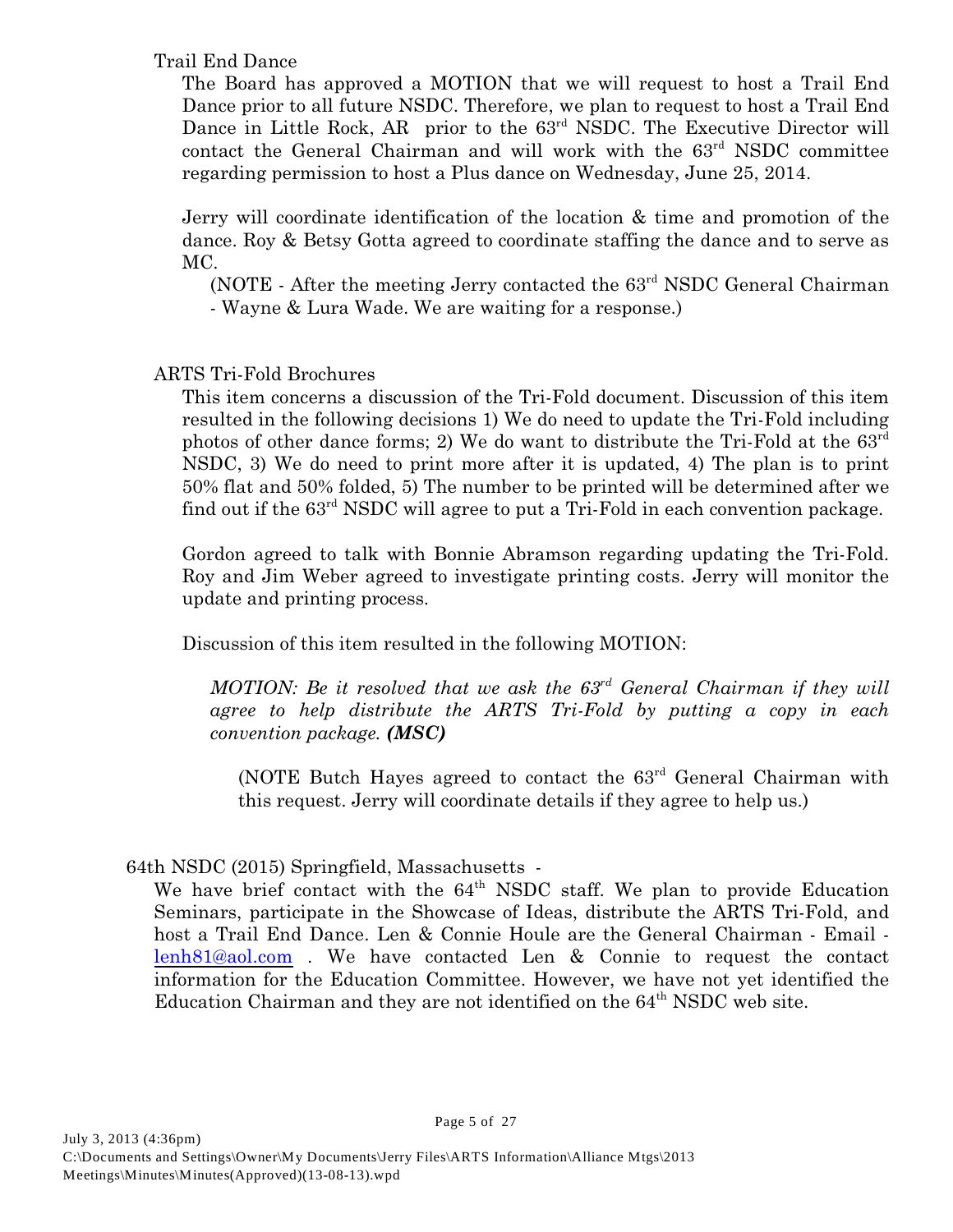Trail End Dance

The Board has approved a MOTION that we will request to host a Trail End Dance prior to all future NSDC. Therefore, we plan to request to host a Trail End Dance in Little Rock, AR prior to the 63rd NSDC. The Executive Director will contact the General Chairman and will work with the 63rd NSDC committee regarding permission to host a Plus dance on Wednesday, June 25, 2014.

Jerry will coordinate identification of the location & time and promotion of the dance. Roy & Betsy Gotta agreed to coordinate staffing the dance and to serve as MC.

(NOTE - After the meeting Jerry contacted the 63rd NSDC General Chairman - Wayne & Lura Wade. We are waiting for a response.)

ARTS Tri-Fold Brochures

This item concerns a discussion of the Tri-Fold document. Discussion of this item resulted in the following decisions 1) We do need to update the Tri-Fold including photos of other dance forms; 2) We do want to distribute the Tri-Fold at the 63rd NSDC, 3) We do need to print more after it is updated, 4) The plan is to print 50% flat and 50% folded, 5) The number to be printed will be determined after we find out if the 63rd NSDC will agree to put a Tri-Fold in each convention package.

Gordon agreed to talk with Bonnie Abramson regarding updating the Tri-Fold. Roy and Jim Weber agreed to investigate printing costs. Jerry will monitor the update and printing process.

Discussion of this item resulted in the following MOTION:

*MOTION: Be it resolved that we ask the 63rd General Chairman if they will agree to help distribute the ARTS Tri-Fold by putting a copy in each convention package.* ***(MSC)***

(NOTE Butch Hayes agreed to contact the 63rd General Chairman with this request. Jerry will coordinate details if they agree to help us.)

64th NSDC (2015) Springfield, Massachusetts -

We have brief contact with the 64th NSDC staff. We plan to provide Education Seminars, participate in the Showcase of Ideas, distribute the ARTS Tri-Fold, and host a Trail End Dance. Len & Connie Houle are the General Chairman - Email - lenh81@aol.com . We have contacted Len & Connie to request the contact information for the Education Committee. However, we have not yet identified the Education Chairman and they are not identified on the 64th NSDC web site.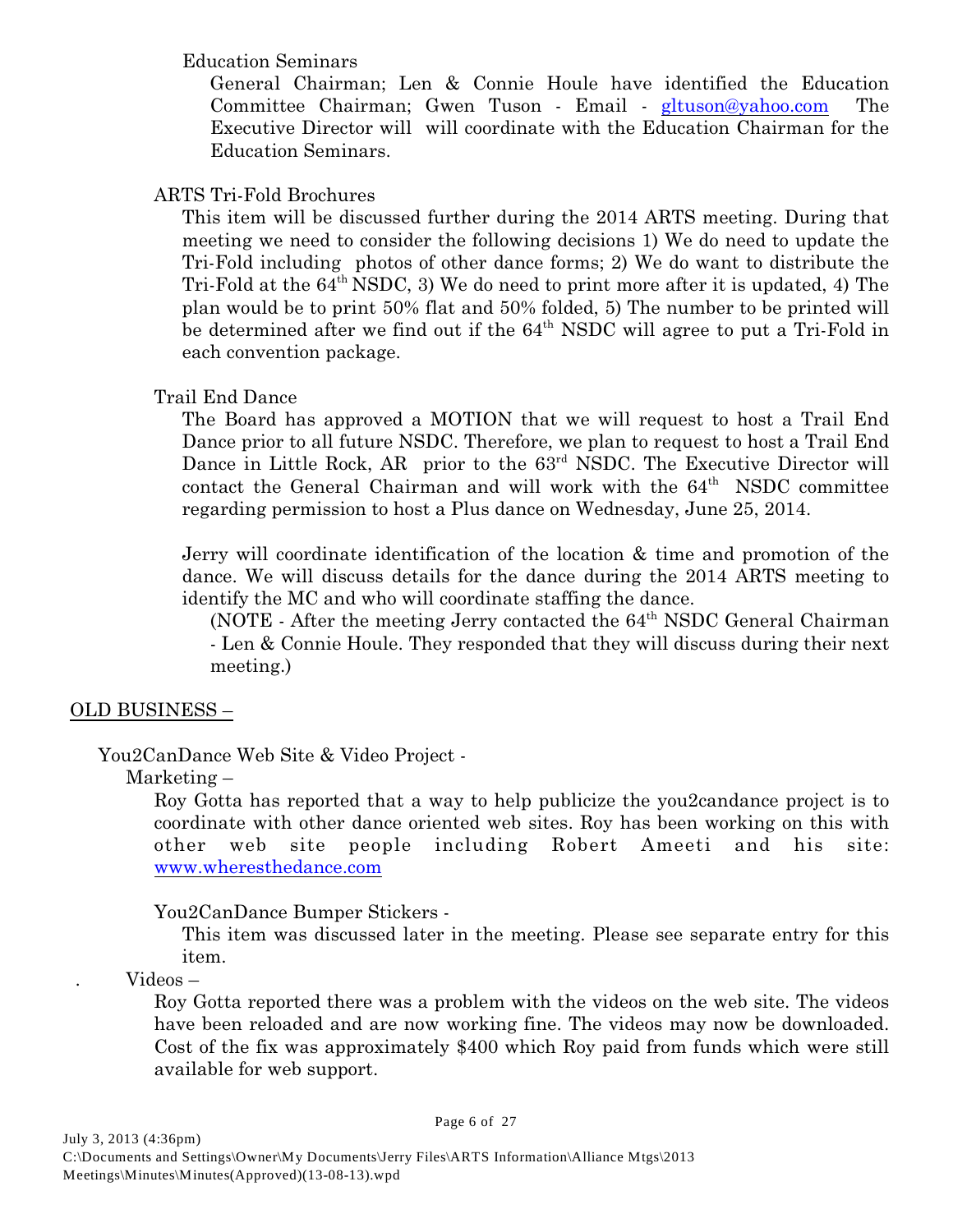Education Seminars

General Chairman; Len & Connie Houle have identified the Education Committee Chairman; Gwen Tuson - Email - gltuson@yahoo.com The Executive Director will will coordinate with the Education Chairman for the Education Seminars.

ARTS Tri-Fold Brochures

This item will be discussed further during the 2014 ARTS meeting. During that meeting we need to consider the following decisions 1) We do need to update the Tri-Fold including photos of other dance forms; 2) We do want to distribute the Tri-Fold at the 64th NSDC, 3) We do need to print more after it is updated, 4) The plan would be to print 50% flat and 50% folded, 5) The number to be printed will be determined after we find out if the 64th NSDC will agree to put a Tri-Fold in each convention package.

Trail End Dance

The Board has approved a MOTION that we will request to host a Trail End Dance prior to all future NSDC. Therefore, we plan to request to host a Trail End Dance in Little Rock, AR prior to the 63rd NSDC. The Executive Director will contact the General Chairman and will work with the 64th NSDC committee regarding permission to host a Plus dance on Wednesday, June 25, 2014.

Jerry will coordinate identification of the location & time and promotion of the dance. We will discuss details for the dance during the 2014 ARTS meeting to identify the MC and who will coordinate staffing the dance.

(NOTE - After the meeting Jerry contacted the 64th NSDC General Chairman - Len & Connie Houle. They responded that they will discuss during their next meeting.)

## OLD BUSINESS –

You2CanDance Web Site & Video Project -

Marketing –

Roy Gotta has reported that a way to help publicize the you2candance project is to coordinate with other dance oriented web sites. Roy has been working on this with other web site people including Robert Ameeti and his site: www.wheresthedance.com

You2CanDance Bumper Stickers -

This item was discussed later in the meeting. Please see separate entry for this item.

. Videos –

Roy Gotta reported there was a problem with the videos on the web site. The videos have been reloaded and are now working fine. The videos may now be downloaded. Cost of the fix was approximately $400 which Roy paid from funds which were still available for web support.

July 3, 2013 (4:36pm)
C:\Documents and Settings\Owner\My Documents\Jerry Files\ARTS Information\Alliance Mtgs\2013 Meetings\Minutes\Minutes(Approved)(13-08-13).wpd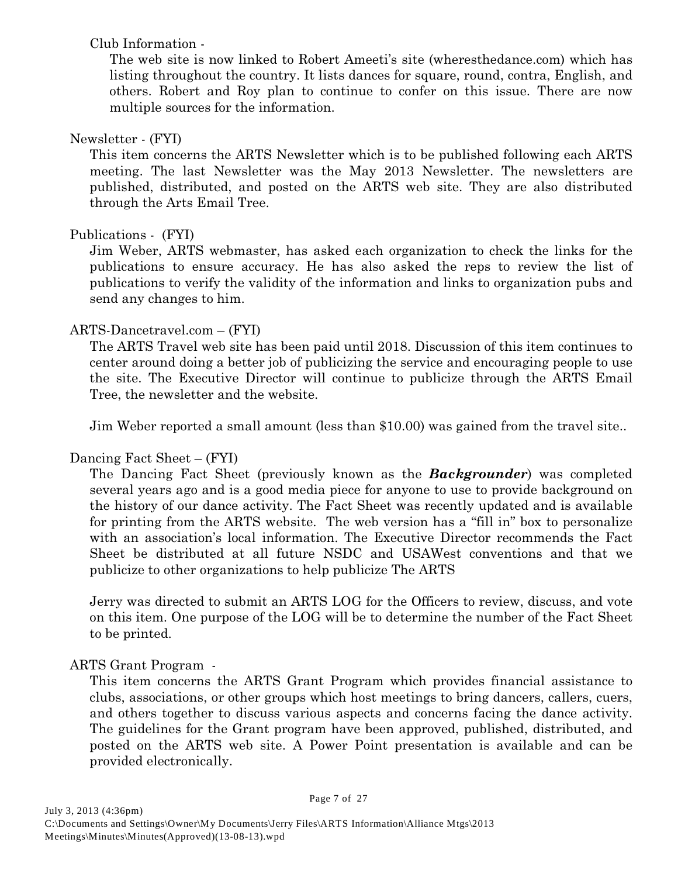Club Information -

The web site is now linked to Robert Ameeti's site (wheresthedance.com) which has listing throughout the country. It lists dances for square, round, contra, English, and others. Robert and Roy plan to continue to confer on this issue. There are now multiple sources for the information.

Newsletter - (FYI)

This item concerns the ARTS Newsletter which is to be published following each ARTS meeting. The last Newsletter was the May 2013 Newsletter. The newsletters are published, distributed, and posted on the ARTS web site. They are also distributed through the Arts Email Tree.

Publications - (FYI)

Jim Weber, ARTS webmaster, has asked each organization to check the links for the publications to ensure accuracy. He has also asked the reps to review the list of publications to verify the validity of the information and links to organization pubs and send any changes to him.

ARTS-Dancetravel.com – (FYI)

The ARTS Travel web site has been paid until 2018. Discussion of this item continues to center around doing a better job of publicizing the service and encouraging people to use the site. The Executive Director will continue to publicize through the ARTS Email Tree, the newsletter and the website.

Jim Weber reported a small amount (less than $10.00) was gained from the travel site..

Dancing Fact Sheet – (FYI)

The Dancing Fact Sheet (previously known as the ***Backgrounder***) was completed several years ago and is a good media piece for anyone to use to provide background on the history of our dance activity. The Fact Sheet was recently updated and is available for printing from the ARTS website. The web version has a "fill in" box to personalize with an association's local information. The Executive Director recommends the Fact Sheet be distributed at all future NSDC and USAWest conventions and that we publicize to other organizations to help publicize The ARTS

Jerry was directed to submit an ARTS LOG for the Officers to review, discuss, and vote on this item. One purpose of the LOG will be to determine the number of the Fact Sheet to be printed.

ARTS Grant Program -

This item concerns the ARTS Grant Program which provides financial assistance to clubs, associations, or other groups which host meetings to bring dancers, callers, cuers, and others together to discuss various aspects and concerns facing the dance activity. The guidelines for the Grant program have been approved, published, distributed, and posted on the ARTS web site. A Power Point presentation is available and can be provided electronically.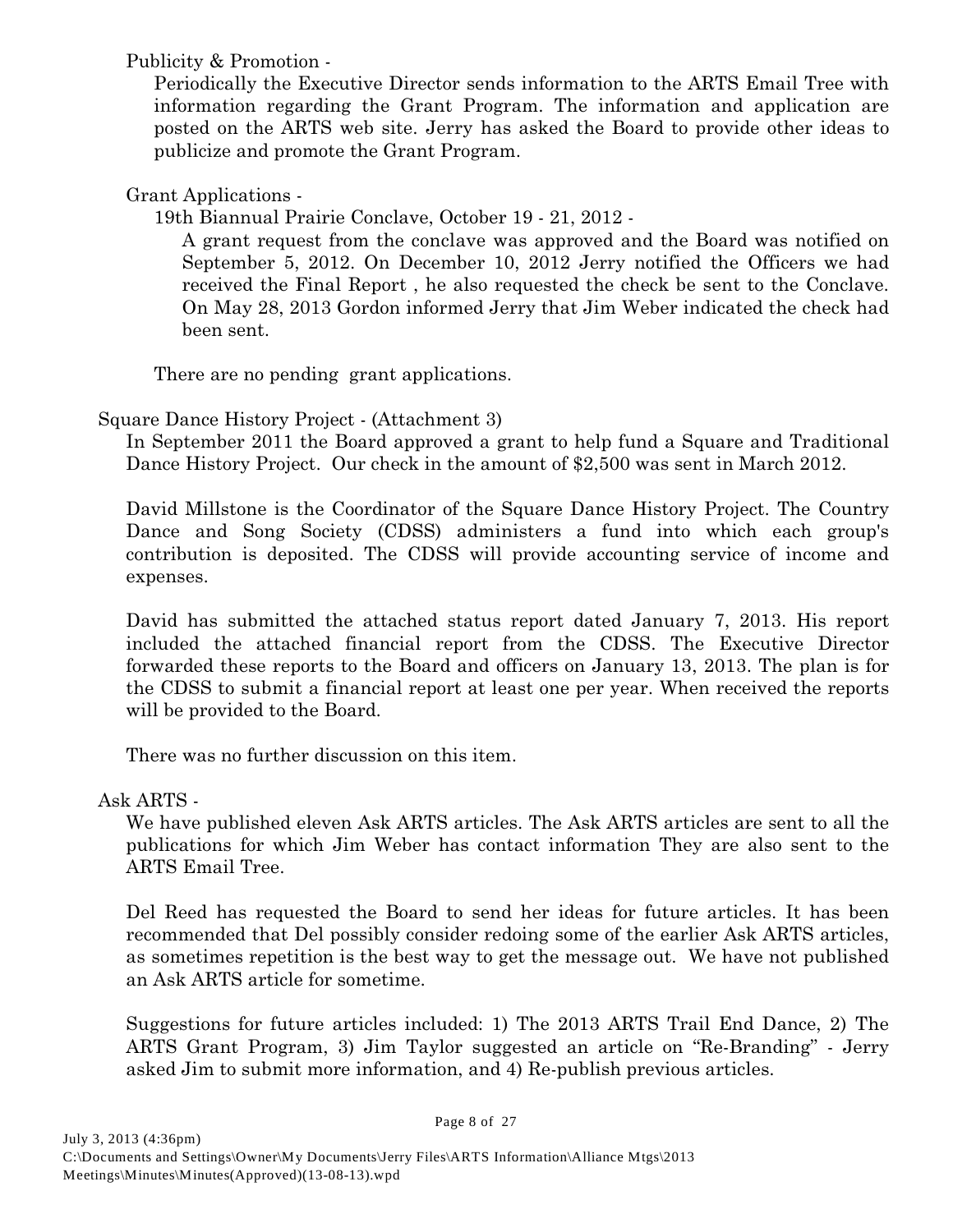Publicity & Promotion -

Periodically the Executive Director sends information to the ARTS Email Tree with information regarding the Grant Program. The information and application are posted on the ARTS web site. Jerry has asked the Board to provide other ideas to publicize and promote the Grant Program.

Grant Applications -

19th Biannual Prairie Conclave, October 19 - 21, 2012 -

A grant request from the conclave was approved and the Board was notified on September 5, 2012. On December 10, 2012 Jerry notified the Officers we had received the Final Report , he also requested the check be sent to the Conclave. On May 28, 2013 Gordon informed Jerry that Jim Weber indicated the check had been sent.

There are no pending grant applications.

Square Dance History Project - (Attachment 3)

In September 2011 the Board approved a grant to help fund a Square and Traditional Dance History Project. Our check in the amount of $2,500 was sent in March 2012.

David Millstone is the Coordinator of the Square Dance History Project. The Country Dance and Song Society (CDSS) administers a fund into which each group's contribution is deposited. The CDSS will provide accounting service of income and expenses.

David has submitted the attached status report dated January 7, 2013. His report included the attached financial report from the CDSS. The Executive Director forwarded these reports to the Board and officers on January 13, 2013. The plan is for the CDSS to submit a financial report at least one per year. When received the reports will be provided to the Board.

There was no further discussion on this item.

Ask ARTS -

We have published eleven Ask ARTS articles. The Ask ARTS articles are sent to all the publications for which Jim Weber has contact information They are also sent to the ARTS Email Tree.

Del Reed has requested the Board to send her ideas for future articles. It has been recommended that Del possibly consider redoing some of the earlier Ask ARTS articles, as sometimes repetition is the best way to get the message out. We have not published an Ask ARTS article for sometime.

Suggestions for future articles included: 1) The 2013 ARTS Trail End Dance, 2) The ARTS Grant Program, 3) Jim Taylor suggested an article on "Re-Branding" - Jerry asked Jim to submit more information, and 4) Re-publish previous articles.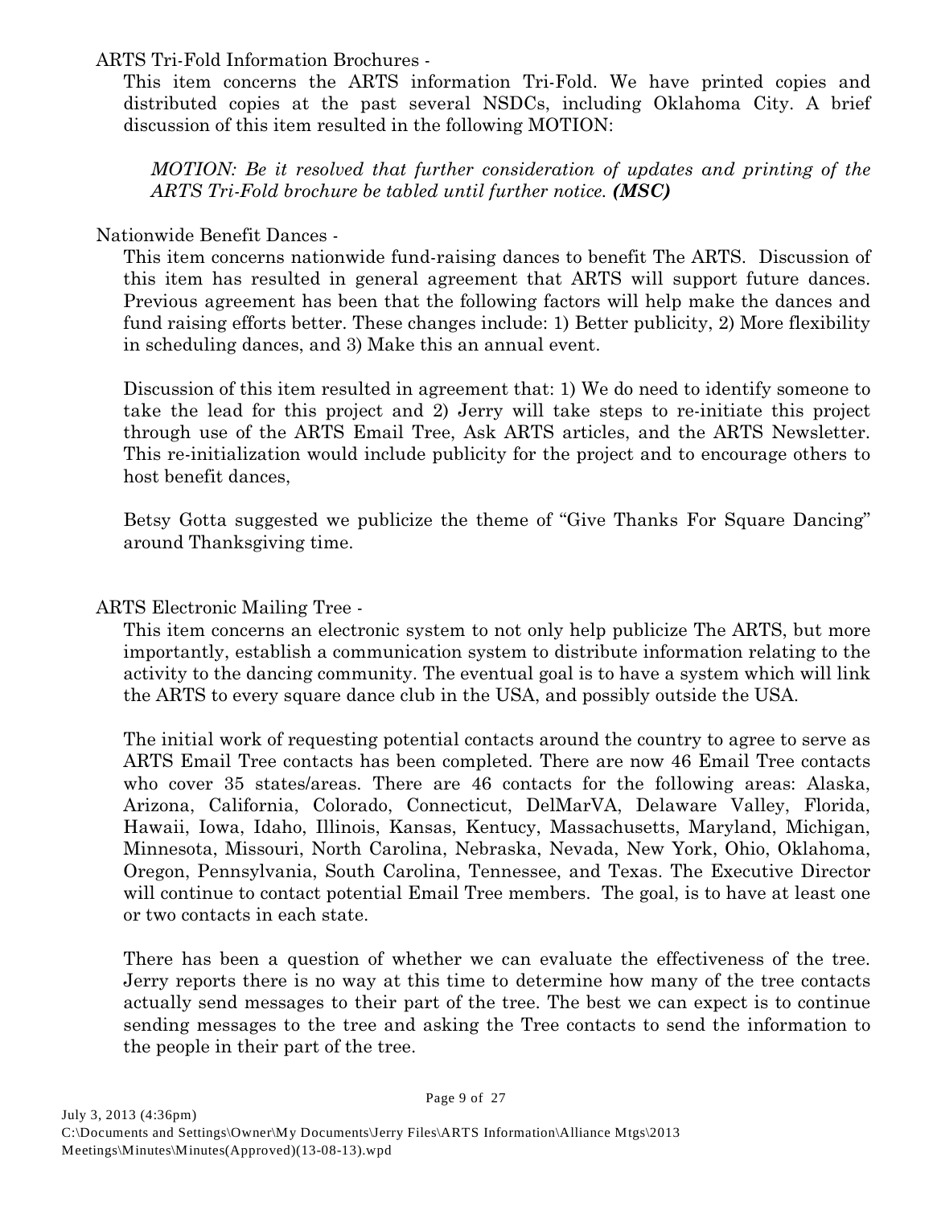ARTS Tri-Fold Information Brochures -

This item concerns the ARTS information Tri-Fold. We have printed copies and distributed copies at the past several NSDCs, including Oklahoma City. A brief discussion of this item resulted in the following MOTION:

> *MOTION: Be it resolved that further consideration of updates and printing of the ARTS Tri-Fold brochure be tabled until further notice.* ***(MSC)***

Nationwide Benefit Dances -

This item concerns nationwide fund-raising dances to benefit The ARTS. Discussion of this item has resulted in general agreement that ARTS will support future dances. Previous agreement has been that the following factors will help make the dances and fund raising efforts better. These changes include: 1) Better publicity, 2) More flexibility in scheduling dances, and 3) Make this an annual event.

Discussion of this item resulted in agreement that: 1) We do need to identify someone to take the lead for this project and 2) Jerry will take steps to re-initiate this project through use of the ARTS Email Tree, Ask ARTS articles, and the ARTS Newsletter. This re-initialization would include publicity for the project and to encourage others to host benefit dances,

Betsy Gotta suggested we publicize the theme of "Give Thanks For Square Dancing" around Thanksgiving time.

ARTS Electronic Mailing Tree -

This item concerns an electronic system to not only help publicize The ARTS, but more importantly, establish a communication system to distribute information relating to the activity to the dancing community. The eventual goal is to have a system which will link the ARTS to every square dance club in the USA, and possibly outside the USA.

The initial work of requesting potential contacts around the country to agree to serve as ARTS Email Tree contacts has been completed. There are now 46 Email Tree contacts who cover 35 states/areas. There are 46 contacts for the following areas: Alaska, Arizona, California, Colorado, Connecticut, DelMarVA, Delaware Valley, Florida, Hawaii, Iowa, Idaho, Illinois, Kansas, Kentucy, Massachusetts, Maryland, Michigan, Minnesota, Missouri, North Carolina, Nebraska, Nevada, New York, Ohio, Oklahoma, Oregon, Pennsylvania, South Carolina, Tennessee, and Texas. The Executive Director will continue to contact potential Email Tree members. The goal, is to have at least one or two contacts in each state.

There has been a question of whether we can evaluate the effectiveness of the tree. Jerry reports there is no way at this time to determine how many of the tree contacts actually send messages to their part of the tree. The best we can expect is to continue sending messages to the tree and asking the Tree contacts to send the information to the people in their part of the tree.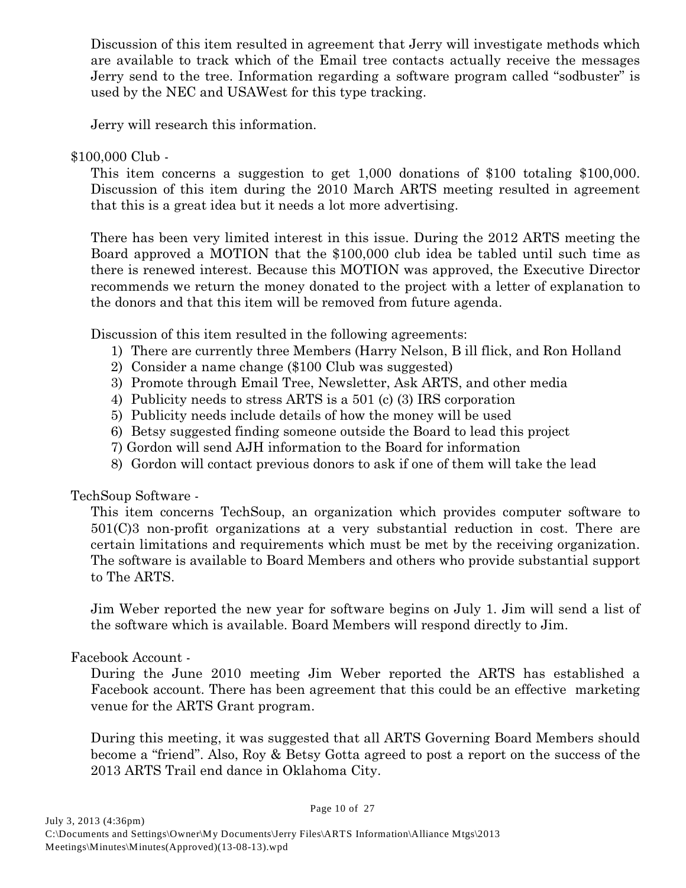Discussion of this item resulted in agreement that Jerry will investigate methods which are available to track which of the Email tree contacts actually receive the messages Jerry send to the tree. Information regarding a software program called "sodbuster" is used by the NEC and USAWest for this type tracking.

Jerry will research this information.

$100,000 Club -

This item concerns a suggestion to get 1,000 donations of $100 totaling $100,000. Discussion of this item during the 2010 March ARTS meeting resulted in agreement that this is a great idea but it needs a lot more advertising.

There has been very limited interest in this issue. During the 2012 ARTS meeting the Board approved a MOTION that the $100,000 club idea be tabled until such time as there is renewed interest. Because this MOTION was approved, the Executive Director recommends we return the money donated to the project with a letter of explanation to the donors and that this item will be removed from future agenda.

Discussion of this item resulted in the following agreements:

1) There are currently three Members (Harry Nelson, B ill flick, and Ron Holland
2) Consider a name change ($100 Club was suggested)
3) Promote through Email Tree, Newsletter, Ask ARTS, and other media
4) Publicity needs to stress ARTS is a 501 (c) (3) IRS corporation
5) Publicity needs include details of how the money will be used
6) Betsy suggested finding someone outside the Board to lead this project
7) Gordon will send AJH information to the Board for information
8) Gordon will contact previous donors to ask if one of them will take the lead

TechSoup Software -

This item concerns TechSoup, an organization which provides computer software to 501(C)3 non-profit organizations at a very substantial reduction in cost. There are certain limitations and requirements which must be met by the receiving organization. The software is available to Board Members and others who provide substantial support to The ARTS.

Jim Weber reported the new year for software begins on July 1. Jim will send a list of the software which is available. Board Members will respond directly to Jim.

Facebook Account -

During the June 2010 meeting Jim Weber reported the ARTS has established a Facebook account. There has been agreement that this could be an effective marketing venue for the ARTS Grant program.

During this meeting, it was suggested that all ARTS Governing Board Members should become a "friend". Also, Roy & Betsy Gotta agreed to post a report on the success of the 2013 ARTS Trail end dance in Oklahoma City.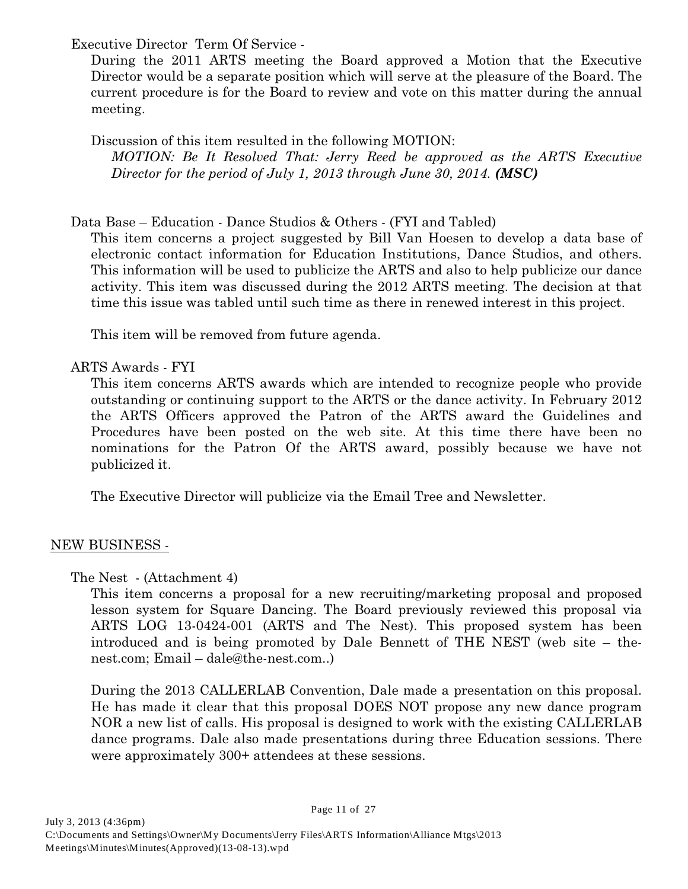Executive Director Term Of Service -

During the 2011 ARTS meeting the Board approved a Motion that the Executive Director would be a separate position which will serve at the pleasure of the Board. The current procedure is for the Board to review and vote on this matter during the annual meeting.

Discussion of this item resulted in the following MOTION:

*MOTION: Be It Resolved That: Jerry Reed be approved as the ARTS Executive Director for the period of July 1, 2013 through June 30, 2014.* ***(MSC)***

Data Base – Education - Dance Studios & Others - (FYI and Tabled)

This item concerns a project suggested by Bill Van Hoesen to develop a data base of electronic contact information for Education Institutions, Dance Studios, and others. This information will be used to publicize the ARTS and also to help publicize our dance activity. This item was discussed during the 2012 ARTS meeting. The decision at that time this issue was tabled until such time as there in renewed interest in this project.

This item will be removed from future agenda.

ARTS Awards - FYI

This item concerns ARTS awards which are intended to recognize people who provide outstanding or continuing support to the ARTS or the dance activity. In February 2012 the ARTS Officers approved the Patron of the ARTS award the Guidelines and Procedures have been posted on the web site. At this time there have been no nominations for the Patron Of the ARTS award, possibly because we have not publicized it.

The Executive Director will publicize via the Email Tree and Newsletter.

## NEW BUSINESS -

The Nest - (Attachment 4)

This item concerns a proposal for a new recruiting/marketing proposal and proposed lesson system for Square Dancing. The Board previously reviewed this proposal via ARTS LOG 13-0424-001 (ARTS and The Nest). This proposed system has been introduced and is being promoted by Dale Bennett of THE NEST (web site – the-nest.com; Email – dale@the-nest.com..)

During the 2013 CALLERLAB Convention, Dale made a presentation on this proposal. He has made it clear that this proposal DOES NOT propose any new dance program NOR a new list of calls. His proposal is designed to work with the existing CALLERLAB dance programs. Dale also made presentations during three Education sessions. There were approximately 300+ attendees at these sessions.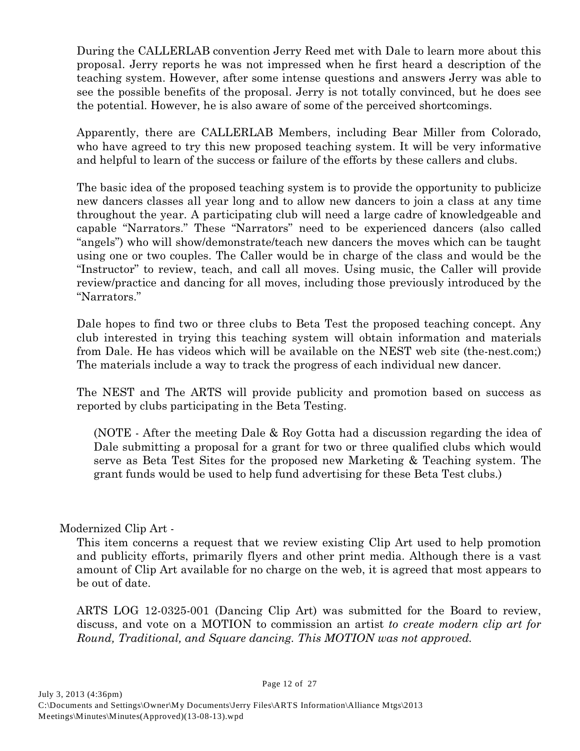During the CALLERLAB convention Jerry Reed met with Dale to learn more about this proposal. Jerry reports he was not impressed when he first heard a description of the teaching system. However, after some intense questions and answers Jerry was able to see the possible benefits of the proposal. Jerry is not totally convinced, but he does see the potential. However, he is also aware of some of the perceived shortcomings.

Apparently, there are CALLERLAB Members, including Bear Miller from Colorado, who have agreed to try this new proposed teaching system. It will be very informative and helpful to learn of the success or failure of the efforts by these callers and clubs.

The basic idea of the proposed teaching system is to provide the opportunity to publicize new dancers classes all year long and to allow new dancers to join a class at any time throughout the year. A participating club will need a large cadre of knowledgeable and capable "Narrators." These "Narrators" need to be experienced dancers (also called "angels") who will show/demonstrate/teach new dancers the moves which can be taught using one or two couples. The Caller would be in charge of the class and would be the "Instructor" to review, teach, and call all moves. Using music, the Caller will provide review/practice and dancing for all moves, including those previously introduced by the "Narrators."

Dale hopes to find two or three clubs to Beta Test the proposed teaching concept. Any club interested in trying this teaching system will obtain information and materials from Dale. He has videos which will be available on the NEST web site (the-nest.com;) The materials include a way to track the progress of each individual new dancer.

The NEST and The ARTS will provide publicity and promotion based on success as reported by clubs participating in the Beta Testing.

> (NOTE - After the meeting Dale & Roy Gotta had a discussion regarding the idea of Dale submitting a proposal for a grant for two or three qualified clubs which would serve as Beta Test Sites for the proposed new Marketing & Teaching system. The grant funds would be used to help fund advertising for these Beta Test clubs.)

Modernized Clip Art -

This item concerns a request that we review existing Clip Art used to help promotion and publicity efforts, primarily flyers and other print media. Although there is a vast amount of Clip Art available for no charge on the web, it is agreed that most appears to be out of date.

ARTS LOG 12-0325-001 (Dancing Clip Art) was submitted for the Board to review, discuss, and vote on a MOTION to commission an artist *to create modern clip art for Round, Traditional, and Square dancing. This MOTION was not approved.*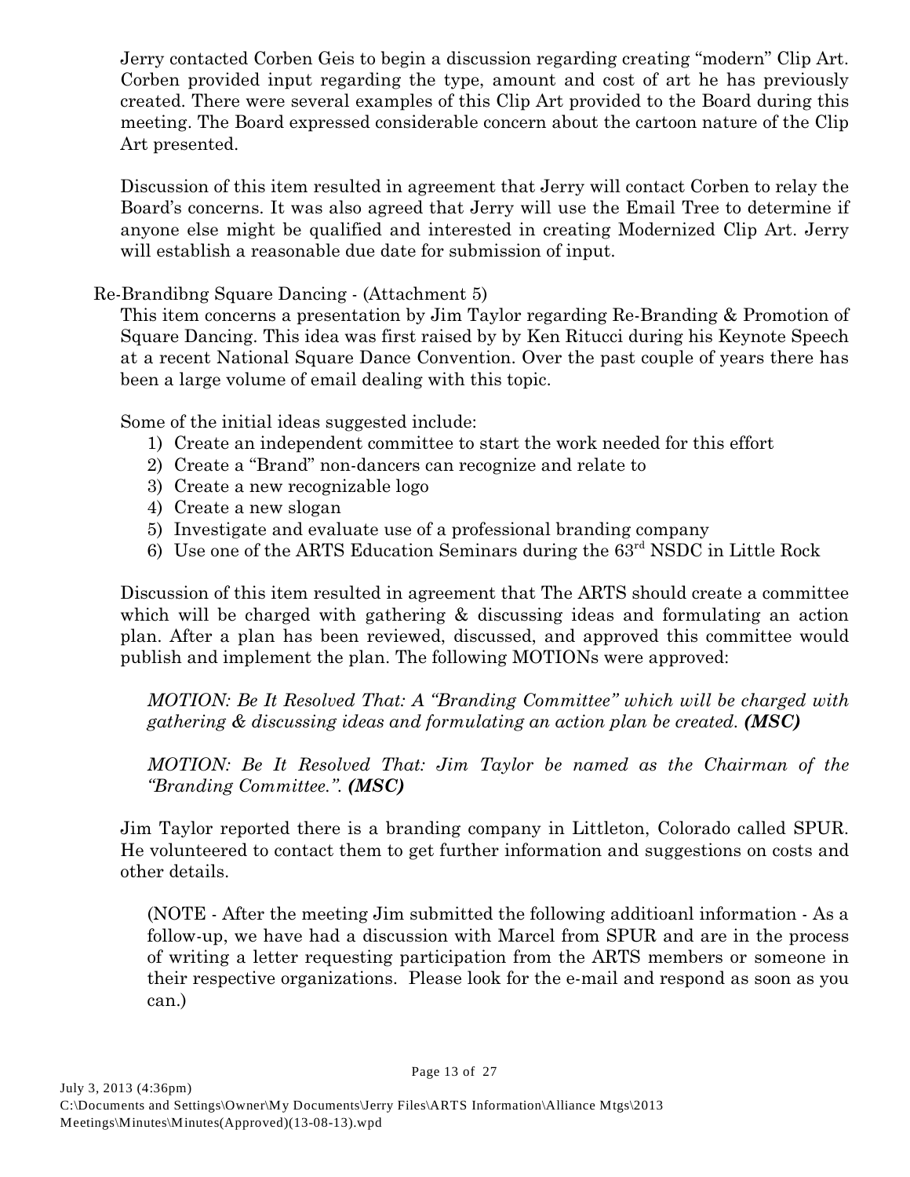Jerry contacted Corben Geis to begin a discussion regarding creating "modern" Clip Art. Corben provided input regarding the type, amount and cost of art he has previously created. There were several examples of this Clip Art provided to the Board during this meeting. The Board expressed considerable concern about the cartoon nature of the Clip Art presented.

Discussion of this item resulted in agreement that Jerry will contact Corben to relay the Board's concerns. It was also agreed that Jerry will use the Email Tree to determine if anyone else might be qualified and interested in creating Modernized Clip Art. Jerry will establish a reasonable due date for submission of input.

Re-Brandibng Square Dancing - (Attachment 5)

This item concerns a presentation by Jim Taylor regarding Re-Branding & Promotion of Square Dancing. This idea was first raised by by Ken Ritucci during his Keynote Speech at a recent National Square Dance Convention. Over the past couple of years there has been a large volume of email dealing with this topic.

Some of the initial ideas suggested include:

1) Create an independent committee to start the work needed for this effort
2) Create a "Brand" non-dancers can recognize and relate to
3) Create a new recognizable logo
4) Create a new slogan
5) Investigate and evaluate use of a professional branding company
6) Use one of the ARTS Education Seminars during the 63rd NSDC in Little Rock

Discussion of this item resulted in agreement that The ARTS should create a committee which will be charged with gathering & discussing ideas and formulating an action plan. After a plan has been reviewed, discussed, and approved this committee would publish and implement the plan. The following MOTIONs were approved:

*MOTION: Be It Resolved That: A "Branding Committee" which will be charged with gathering & discussing ideas and formulating an action plan be created.* ***(MSC)***

*MOTION: Be It Resolved That: Jim Taylor be named as the Chairman of the "Branding Committee.".* ***(MSC)***

Jim Taylor reported there is a branding company in Littleton, Colorado called SPUR. He volunteered to contact them to get further information and suggestions on costs and other details.

(NOTE - After the meeting Jim submitted the following additioanl information - As a follow-up, we have had a discussion with Marcel from SPUR and are in the process of writing a letter requesting participation from the ARTS members or someone in their respective organizations. Please look for the e-mail and respond as soon as you can.)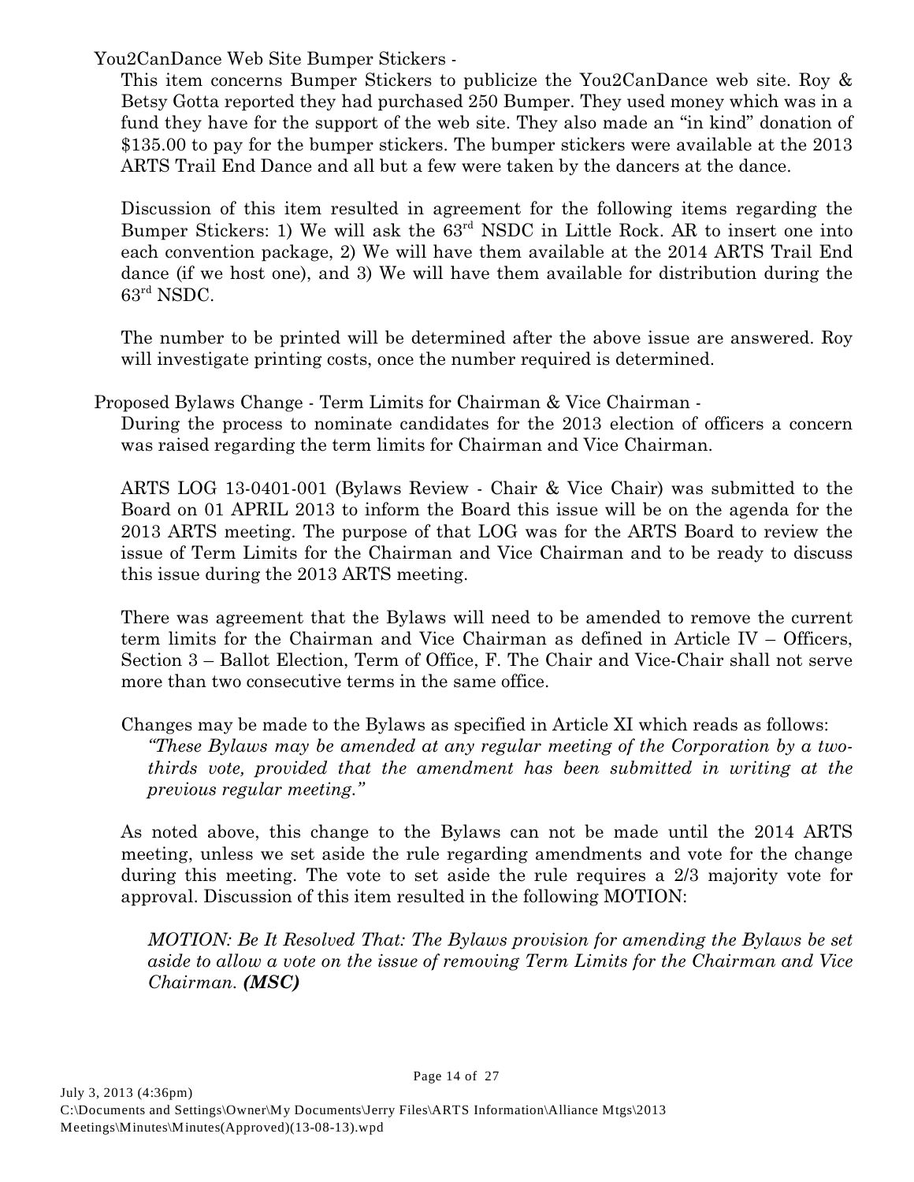You2CanDance Web Site Bumper Stickers -

This item concerns Bumper Stickers to publicize the You2CanDance web site. Roy & Betsy Gotta reported they had purchased 250 Bumper. They used money which was in a fund they have for the support of the web site. They also made an "in kind" donation of $135.00 to pay for the bumper stickers. The bumper stickers were available at the 2013 ARTS Trail End Dance and all but a few were taken by the dancers at the dance.

Discussion of this item resulted in agreement for the following items regarding the Bumper Stickers: 1) We will ask the 63rd NSDC in Little Rock. AR to insert one into each convention package, 2) We will have them available at the 2014 ARTS Trail End dance (if we host one), and 3) We will have them available for distribution during the 63rd NSDC.

The number to be printed will be determined after the above issue are answered. Roy will investigate printing costs, once the number required is determined.

Proposed Bylaws Change - Term Limits for Chairman & Vice Chairman -

During the process to nominate candidates for the 2013 election of officers a concern was raised regarding the term limits for Chairman and Vice Chairman.

ARTS LOG 13-0401-001 (Bylaws Review - Chair & Vice Chair) was submitted to the Board on 01 APRIL 2013 to inform the Board this issue will be on the agenda for the 2013 ARTS meeting. The purpose of that LOG was for the ARTS Board to review the issue of Term Limits for the Chairman and Vice Chairman and to be ready to discuss this issue during the 2013 ARTS meeting.

There was agreement that the Bylaws will need to be amended to remove the current term limits for the Chairman and Vice Chairman as defined in Article IV – Officers, Section 3 – Ballot Election, Term of Office, F. The Chair and Vice-Chair shall not serve more than two consecutive terms in the same office.

Changes may be made to the Bylaws as specified in Article XI which reads as follows:

*"These Bylaws may be amended at any regular meeting of the Corporation by a two-thirds vote, provided that the amendment has been submitted in writing at the previous regular meeting."*

As noted above, this change to the Bylaws can not be made until the 2014 ARTS meeting, unless we set aside the rule regarding amendments and vote for the change during this meeting. The vote to set aside the rule requires a 2/3 majority vote for approval. Discussion of this item resulted in the following MOTION:

*MOTION: Be It Resolved That: The Bylaws provision for amending the Bylaws be set aside to allow a vote on the issue of removing Term Limits for the Chairman and Vice Chairman.* ***(MSC)***

July 3, 2013 (4:36pm)
C:\Documents and Settings\Owner\My Documents\Jerry Files\ARTS Information\Alliance Mtgs\2013 Meetings\Minutes\Minutes(Approved)(13-08-13).wpd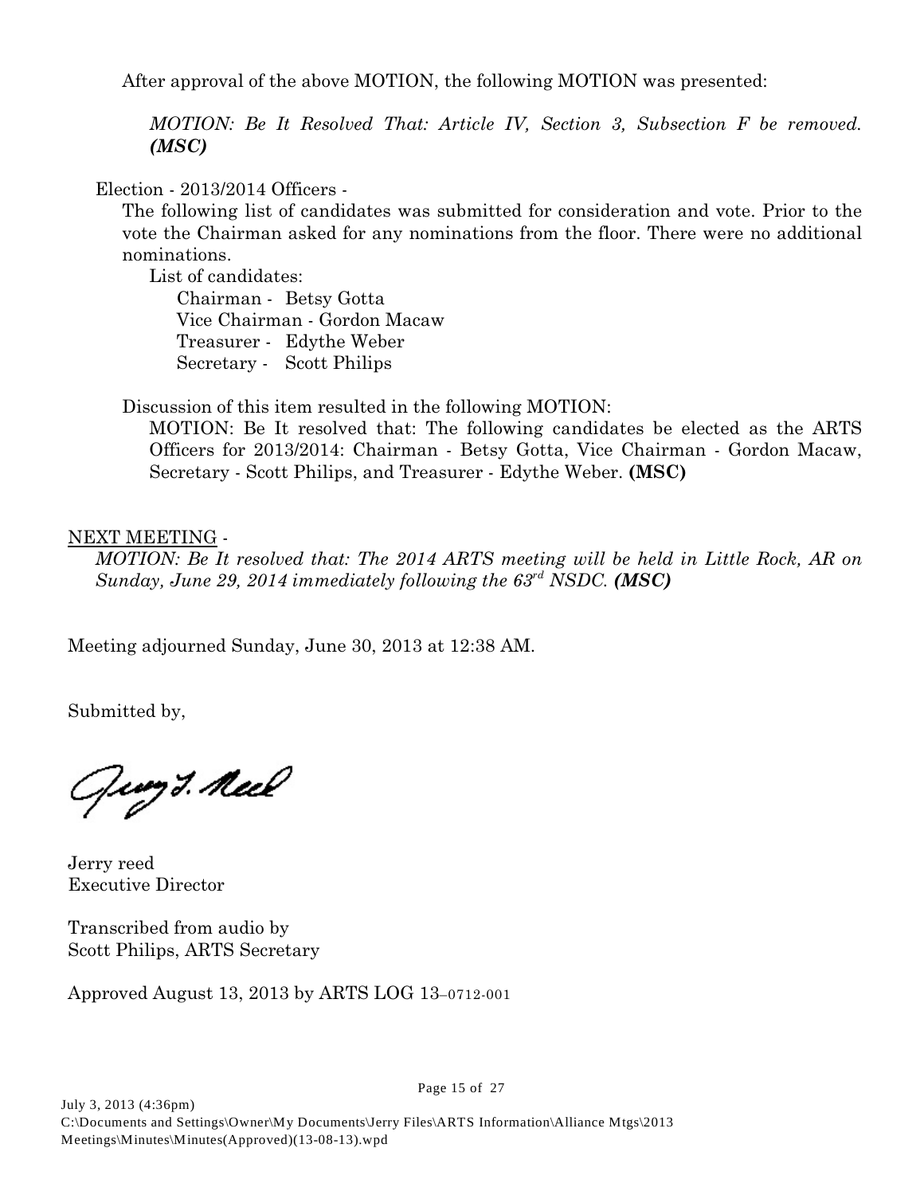After approval of the above MOTION, the following MOTION was presented:

> *MOTION: Be It Resolved That: Article IV, Section 3, Subsection F be removed.* ***(MSC)***

Election - 2013/2014 Officers -

The following list of candidates was submitted for consideration and vote. Prior to the vote the Chairman asked for any nominations from the floor. There were no additional nominations.

List of candidates:

- Chairman - Betsy Gotta
- Vice Chairman - Gordon Macaw
- Treasurer - Edythe Weber
- Secretary - Scott Philips

Discussion of this item resulted in the following MOTION:

> MOTION: Be It resolved that: The following candidates be elected as the ARTS Officers for 2013/2014: Chairman - Betsy Gotta, Vice Chairman - Gordon Macaw, Secretary - Scott Philips, and Treasurer - Edythe Weber. **(MSC)**

NEXT MEETING -

*MOTION: Be It resolved that: The 2014 ARTS meeting will be held in Little Rock, AR on Sunday, June 29, 2014 immediately following the 63rd NSDC.* ***(MSC)***

Meeting adjourned Sunday, June 30, 2013 at 12:38 AM.

Submitted by,

Jerry T. Reed

Jerry reed
Executive Director

Transcribed from audio by
Scott Philips, ARTS Secretary

Approved August 13, 2013 by ARTS LOG 13–0712-001

July 3, 2013 (4:36pm)
C:\Documents and Settings\Owner\My Documents\Jerry Files\ARTS Information\Alliance Mtgs\2013 Meetings\Minutes\Minutes(Approved)(13-08-13).wpd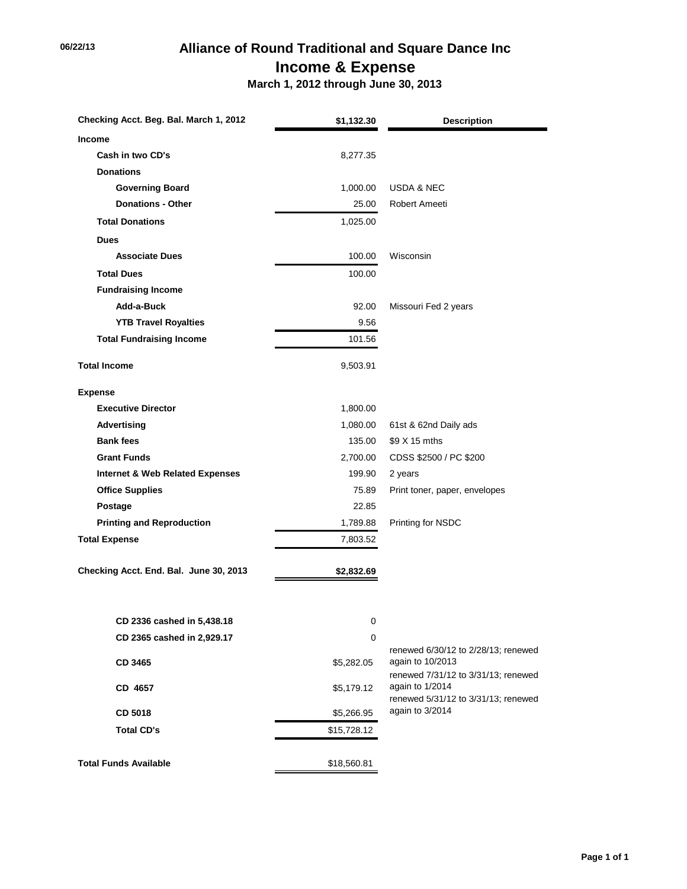06/22/13

# Alliance of Round Traditional and Square Dance Inc

## Income & Expense

**March 1, 2012 through June 30, 2013**

| | | Description |
|---|---|---|
| **Checking Acct. Beg. Bal. March 1, 2012** | **$1,132.30** | |
| **Income** | | |
| **Cash in two CD's** | 8,277.35 | |
| **Donations** | | |
| **Governing Board** | 1,000.00 | USDA & NEC |
| **Donations - Other** | 25.00 | Robert Ameeti |
| **Total Donations** | 1,025.00 | |
| **Dues** | | |
| **Associate Dues** | 100.00 | Wisconsin |
| **Total Dues** | 100.00 | |
| **Fundraising Income** | | |
| **Add-a-Buck** | 92.00 | Missouri Fed 2 years |
| **YTB Travel Royalties** | 9.56 | |
| **Total Fundraising Income** | 101.56 | |
| **Total Income** | 9,503.91 | |
| **Expense** | | |
| **Executive Director** | 1,800.00 | |
| **Advertising** | 1,080.00 | 61st & 62nd Daily ads |
| **Bank fees** | 135.00 | $9 X 15 mths |
| **Grant Funds** | 2,700.00 | CDSS $2500 / PC $200 |
| **Internet & Web Related Expenses** | 199.90 | 2 years |
| **Office Supplies** | 75.89 | Print toner, paper, envelopes |
| **Postage** | 22.85 | |
| **Printing and Reproduction** | 1,789.88 | Printing for NSDC |
| **Total Expense** | 7,803.52 | |
| **Checking Acct. End. Bal. June 30, 2013** | **$2,832.69** | |
| **CD 2336 cashed in 5,438.18** | 0 | |
| **CD 2365 cashed in 2,929.17** | 0 | |
| **CD 3465** | $5,282.05 | renewed 6/30/12 to 2/28/13; renewed again to 10/2013 |
| **CD 4657** | $5,179.12 | renewed 7/31/12 to 3/31/13; renewed again to 1/2014 |
| **CD 5018** | $5,266.95 | renewed 5/31/12 to 3/31/13; renewed again to 3/2014 |
| **Total CD's** | $15,728.12 | |
| **Total Funds Available** | $18,560.81 | |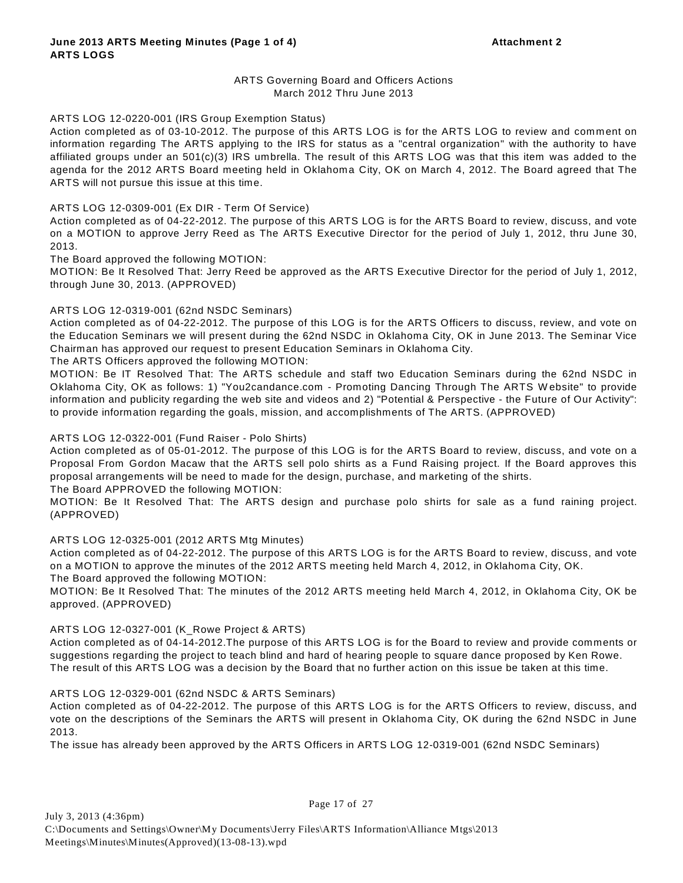**June 2013 ARTS Meeting Minutes (Page 1 of 4)** **Attachment 2**
**ARTS LOGS**

ARTS Governing Board and Officers Actions
March 2012 Thru June 2013

ARTS LOG 12-0220-001 (IRS Group Exemption Status)
Action completed as of 03-10-2012. The purpose of this ARTS LOG is for the ARTS LOG to review and comment on information regarding The ARTS applying to the IRS for status as a "central organization" with the authority to have affiliated groups under an 501(c)(3) IRS umbrella. The result of this ARTS LOG was that this item was added to the agenda for the 2012 ARTS Board meeting held in Oklahoma City, OK on March 4, 2012. The Board agreed that The ARTS will not pursue this issue at this time.

ARTS LOG 12-0309-001 (Ex DIR - Term Of Service)
Action completed as of 04-22-2012. The purpose of this ARTS LOG is for the ARTS Board to review, discuss, and vote on a MOTION to approve Jerry Reed as The ARTS Executive Director for the period of July 1, 2012, thru June 30, 2013.
The Board approved the following MOTION:
MOTION: Be It Resolved That: Jerry Reed be approved as the ARTS Executive Director for the period of July 1, 2012, through June 30, 2013. (APPROVED)

ARTS LOG 12-0319-001 (62nd NSDC Seminars)
Action completed as of 04-22-2012. The purpose of this LOG is for the ARTS Officers to discuss, review, and vote on the Education Seminars we will present during the 62nd NSDC in Oklahoma City, OK in June 2013. The Seminar Vice Chairman has approved our request to present Education Seminars in Oklahoma City.
The ARTS Officers approved the following MOTION:
MOTION: Be IT Resolved That: The ARTS schedule and staff two Education Seminars during the 62nd NSDC in Oklahoma City, OK as follows: 1) "You2candance.com - Promoting Dancing Through The ARTS Website" to provide information and publicity regarding the web site and videos and 2) "Potential & Perspective - the Future of Our Activity": to provide information regarding the goals, mission, and accomplishments of The ARTS. (APPROVED)

ARTS LOG 12-0322-001 (Fund Raiser - Polo Shirts)
Action completed as of 05-01-2012. The purpose of this LOG is for the ARTS Board to review, discuss, and vote on a Proposal From Gordon Macaw that the ARTS sell polo shirts as a Fund Raising project. If the Board approves this proposal arrangements will be need to made for the design, purchase, and marketing of the shirts.
The Board APPROVED the following MOTION:
MOTION: Be It Resolved That: The ARTS design and purchase polo shirts for sale as a fund raining project. (APPROVED)

ARTS LOG 12-0325-001 (2012 ARTS Mtg Minutes)
Action completed as of 04-22-2012. The purpose of this ARTS LOG is for the ARTS Board to review, discuss, and vote on a MOTION to approve the minutes of the 2012 ARTS meeting held March 4, 2012, in Oklahoma City, OK.
The Board approved the following MOTION:
MOTION: Be It Resolved That: The minutes of the 2012 ARTS meeting held March 4, 2012, in Oklahoma City, OK be approved. (APPROVED)

ARTS LOG 12-0327-001 (K_Rowe Project & ARTS)
Action completed as of 04-14-2012.The purpose of this ARTS LOG is for the Board to review and provide comments or suggestions regarding the project to teach blind and hard of hearing people to square dance proposed by Ken Rowe.
The result of this ARTS LOG was a decision by the Board that no further action on this issue be taken at this time.

ARTS LOG 12-0329-001 (62nd NSDC & ARTS Seminars)
Action completed as of 04-22-2012. The purpose of this ARTS LOG is for the ARTS Officers to review, discuss, and vote on the descriptions of the Seminars the ARTS will present in Oklahoma City, OK during the 62nd NSDC in June 2013.
The issue has already been approved by the ARTS Officers in ARTS LOG 12-0319-001 (62nd NSDC Seminars)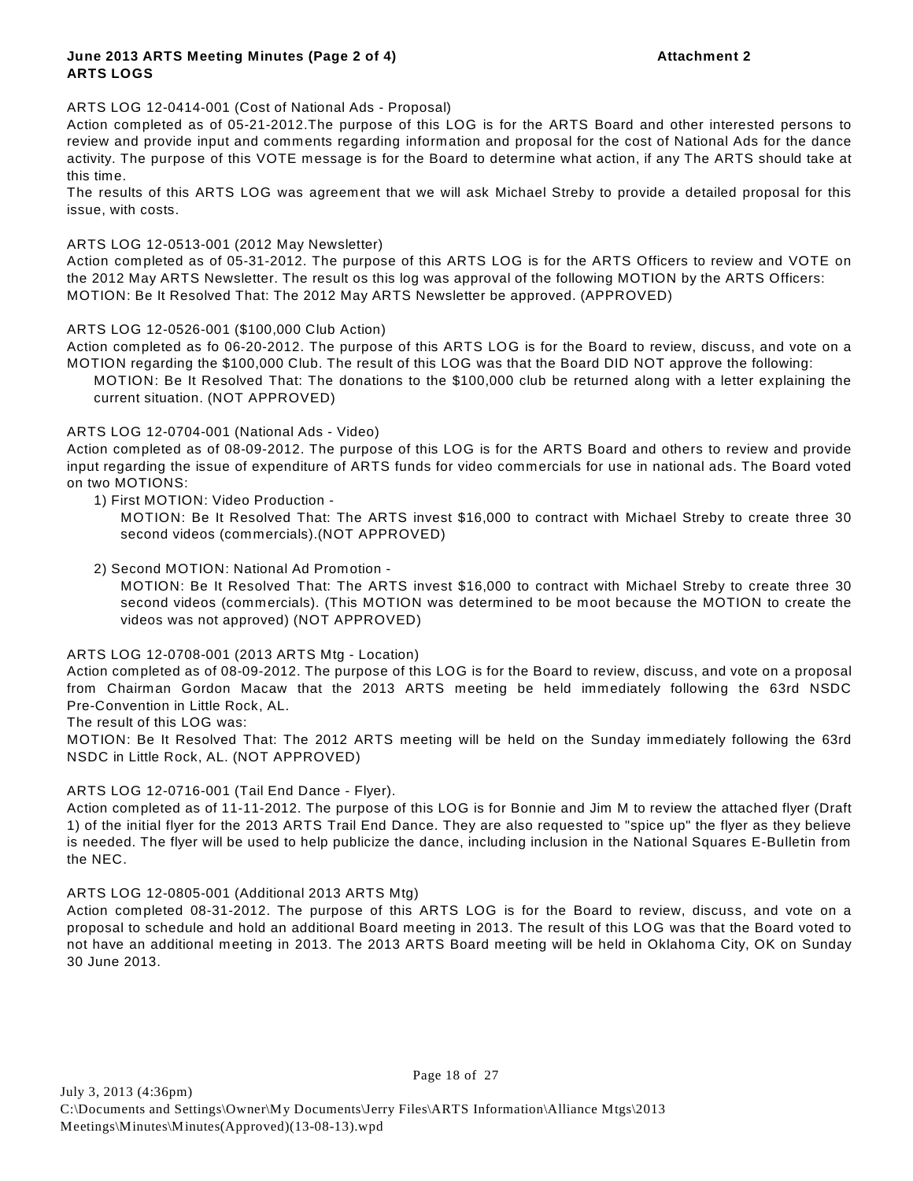**June 2013 ARTS Meeting Minutes (Page 2 of 4)** **Attachment 2**
**ARTS LOGS**

ARTS LOG 12-0414-001 (Cost of National Ads - Proposal)
Action completed as of 05-21-2012.The purpose of this LOG is for the ARTS Board and other interested persons to review and provide input and comments regarding information and proposal for the cost of National Ads for the dance activity. The purpose of this VOTE message is for the Board to determine what action, if any The ARTS should take at this time.
The results of this ARTS LOG was agreement that we will ask Michael Streby to provide a detailed proposal for this issue, with costs.

ARTS LOG 12-0513-001 (2012 May Newsletter)
Action completed as of 05-31-2012. The purpose of this ARTS LOG is for the ARTS Officers to review and VOTE on the 2012 May ARTS Newsletter. The result os this log was approval of the following MOTION by the ARTS Officers:
MOTION: Be It Resolved That: The 2012 May ARTS Newsletter be approved. (APPROVED)

ARTS LOG 12-0526-001 ($100,000 Club Action)
Action completed as fo 06-20-2012. The purpose of this ARTS LOG is for the Board to review, discuss, and vote on a MOTION regarding the $100,000 Club. The result of this LOG was that the Board DID NOT approve the following:

> MOTION: Be It Resolved That: The donations to the $100,000 club be returned along with a letter explaining the current situation. (NOT APPROVED)

ARTS LOG 12-0704-001 (National Ads - Video)
Action completed as of 08-09-2012. The purpose of this LOG is for the ARTS Board and others to review and provide input regarding the issue of expenditure of ARTS funds for video commercials for use in national ads. The Board voted on two MOTIONS:

1) First MOTION: Video Production -
   MOTION: Be It Resolved That: The ARTS invest $16,000 to contract with Michael Streby to create three 30 second videos (commercials).(NOT APPROVED)

2) Second MOTION: National Ad Promotion -
   MOTION: Be It Resolved That: The ARTS invest $16,000 to contract with Michael Streby to create three 30 second videos (commercials). (This MOTION was determined to be moot because the MOTION to create the videos was not approved) (NOT APPROVED)

ARTS LOG 12-0708-001 (2013 ARTS Mtg - Location)
Action completed as of 08-09-2012. The purpose of this LOG is for the Board to review, discuss, and vote on a proposal from Chairman Gordon Macaw that the 2013 ARTS meeting be held immediately following the 63rd NSDC Pre-Convention in Little Rock, AL.
The result of this LOG was:
MOTION: Be It Resolved That: The 2012 ARTS meeting will be held on the Sunday immediately following the 63rd NSDC in Little Rock, AL. (NOT APPROVED)

ARTS LOG 12-0716-001 (Tail End Dance - Flyer).
Action completed as of 11-11-2012. The purpose of this LOG is for Bonnie and Jim M to review the attached flyer (Draft 1) of the initial flyer for the 2013 ARTS Trail End Dance. They are also requested to "spice up" the flyer as they believe is needed. The flyer will be used to help publicize the dance, including inclusion in the National Squares E-Bulletin from the NEC.

ARTS LOG 12-0805-001 (Additional 2013 ARTS Mtg)
Action completed 08-31-2012. The purpose of this ARTS LOG is for the Board to review, discuss, and vote on a proposal to schedule and hold an additional Board meeting in 2013. The result of this LOG was that the Board voted to not have an additional meeting in 2013. The 2013 ARTS Board meeting will be held in Oklahoma City, OK on Sunday 30 June 2013.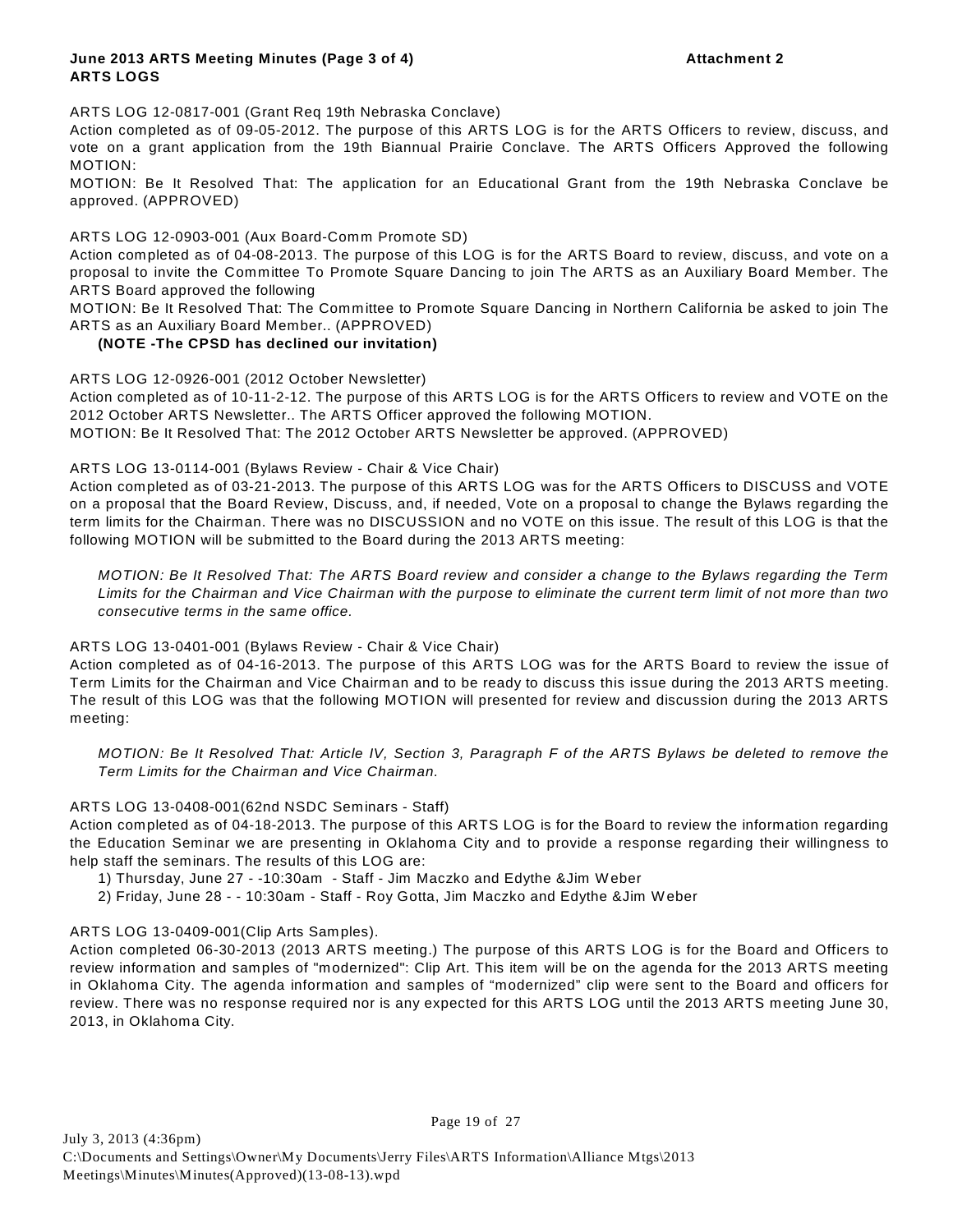**June 2013 ARTS Meeting Minutes (Page 3 of 4)** **Attachment 2**
**ARTS LOGS**

ARTS LOG 12-0817-001 (Grant Req 19th Nebraska Conclave)
Action completed as of 09-05-2012. The purpose of this ARTS LOG is for the ARTS Officers to review, discuss, and vote on a grant application from the 19th Biannual Prairie Conclave. The ARTS Officers Approved the following MOTION:
MOTION: Be It Resolved That: The application for an Educational Grant from the 19th Nebraska Conclave be approved. (APPROVED)

ARTS LOG 12-0903-001 (Aux Board-Comm Promote SD)
Action completed as of 04-08-2013. The purpose of this LOG is for the ARTS Board to review, discuss, and vote on a proposal to invite the Committee To Promote Square Dancing to join The ARTS as an Auxiliary Board Member. The ARTS Board approved the following
MOTION: Be It Resolved That: The Committee to Promote Square Dancing in Northern California be asked to join The ARTS as an Auxiliary Board Member.. (APPROVED)
**(NOTE -The CPSD has declined our invitation)**

ARTS LOG 12-0926-001 (2012 October Newsletter)
Action completed as of 10-11-2-12. The purpose of this ARTS LOG is for the ARTS Officers to review and VOTE on the 2012 October ARTS Newsletter.. The ARTS Officer approved the following MOTION.
MOTION: Be It Resolved That: The 2012 October ARTS Newsletter be approved. (APPROVED)

ARTS LOG 13-0114-001 (Bylaws Review - Chair & Vice Chair)
Action completed as of 03-21-2013. The purpose of this ARTS LOG was for the ARTS Officers to DISCUSS and VOTE on a proposal that the Board Review, Discuss, and, if needed, Vote on a proposal to change the Bylaws regarding the term limits for the Chairman. There was no DISCUSSION and no VOTE on this issue. The result of this LOG is that the following MOTION will be submitted to the Board during the 2013 ARTS meeting:

*MOTION: Be It Resolved That: The ARTS Board review and consider a change to the Bylaws regarding the Term Limits for the Chairman and Vice Chairman with the purpose to eliminate the current term limit of not more than two consecutive terms in the same office.*

ARTS LOG 13-0401-001 (Bylaws Review - Chair & Vice Chair)
Action completed as of 04-16-2013. The purpose of this ARTS LOG was for the ARTS Board to review the issue of Term Limits for the Chairman and Vice Chairman and to be ready to discuss this issue during the 2013 ARTS meeting. The result of this LOG was that the following MOTION will presented for review and discussion during the 2013 ARTS meeting:

*MOTION: Be It Resolved That: Article IV, Section 3, Paragraph F of the ARTS Bylaws be deleted to remove the Term Limits for the Chairman and Vice Chairman.*

ARTS LOG 13-0408-001(62nd NSDC Seminars - Staff)
Action completed as of 04-18-2013. The purpose of this ARTS LOG is for the Board to review the information regarding the Education Seminar we are presenting in Oklahoma City and to provide a response regarding their willingness to help staff the seminars. The results of this LOG are:

1) Thursday, June 27 - -10:30am - Staff - Jim Maczko and Edythe &Jim Weber
2) Friday, June 28 - - 10:30am - Staff - Roy Gotta, Jim Maczko and Edythe &Jim Weber

ARTS LOG 13-0409-001(Clip Arts Samples).
Action completed 06-30-2013 (2013 ARTS meeting.) The purpose of this ARTS LOG is for the Board and Officers to review information and samples of "modernized": Clip Art. This item will be on the agenda for the 2013 ARTS meeting in Oklahoma City. The agenda information and samples of "modernized" clip were sent to the Board and officers for review. There was no response required nor is any expected for this ARTS LOG until the 2013 ARTS meeting June 30, 2013, in Oklahoma City.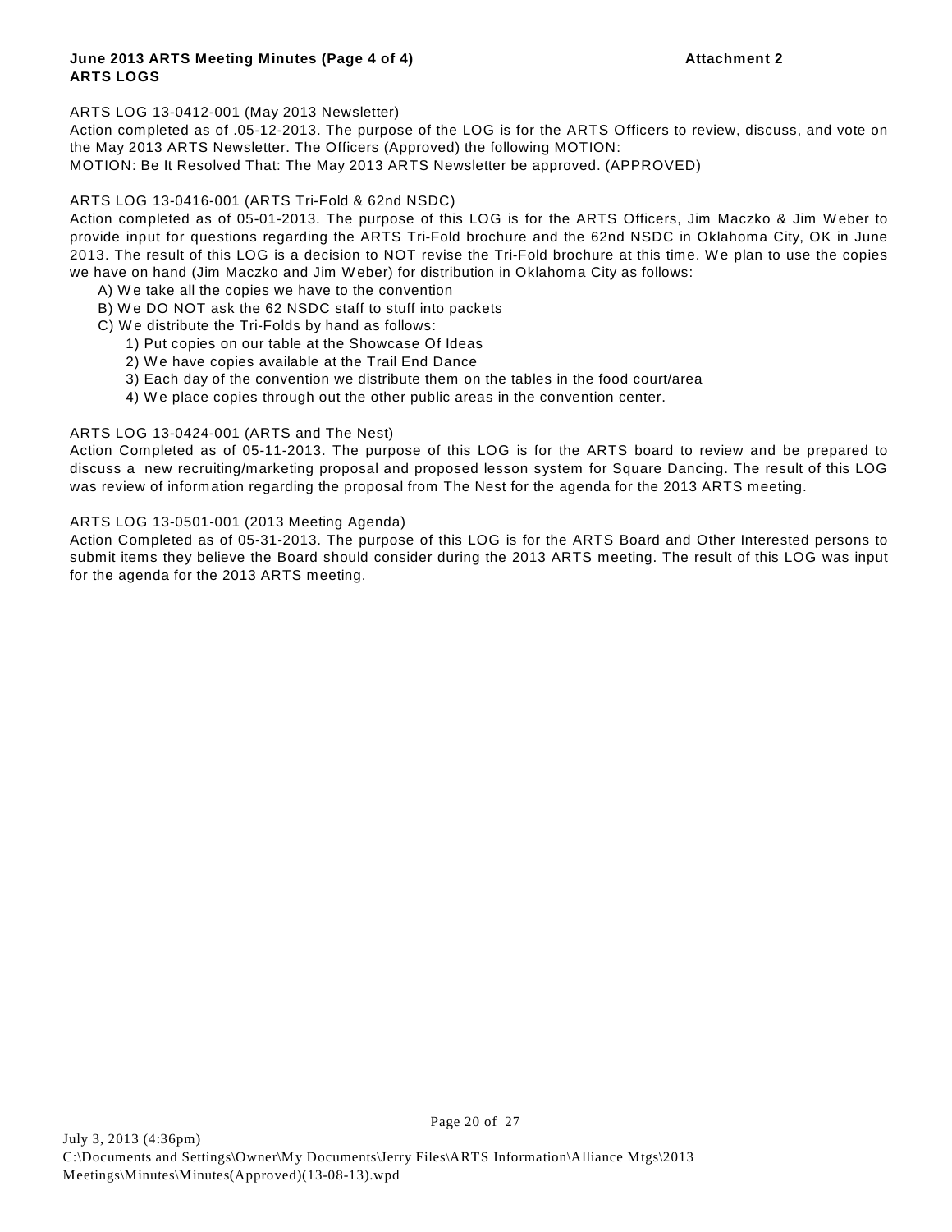**June 2013 ARTS Meeting Minutes (Page 4 of 4)** **Attachment 2**
**ARTS LOGS**

ARTS LOG 13-0412-001 (May 2013 Newsletter)
Action completed as of .05-12-2013. The purpose of the LOG is for the ARTS Officers to review, discuss, and vote on the May 2013 ARTS Newsletter. The Officers (Approved) the following MOTION:
MOTION: Be It Resolved That: The May 2013 ARTS Newsletter be approved. (APPROVED)

ARTS LOG 13-0416-001 (ARTS Tri-Fold & 62nd NSDC)
Action completed as of 05-01-2013. The purpose of this LOG is for the ARTS Officers, Jim Maczko & Jim Weber to provide input for questions regarding the ARTS Tri-Fold brochure and the 62nd NSDC in Oklahoma City, OK in June 2013. The result of this LOG is a decision to NOT revise the Tri-Fold brochure at this time. We plan to use the copies we have on hand (Jim Maczko and Jim Weber) for distribution in Oklahoma City as follows:

- A) We take all the copies we have to the convention
- B) We DO NOT ask the 62 NSDC staff to stuff into packets
- C) We distribute the Tri-Folds by hand as follows:
  - 1) Put copies on our table at the Showcase Of Ideas
  - 2) We have copies available at the Trail End Dance
  - 3) Each day of the convention we distribute them on the tables in the food court/area
  - 4) We place copies through out the other public areas in the convention center.

ARTS LOG 13-0424-001 (ARTS and The Nest)
Action Completed as of 05-11-2013. The purpose of this LOG is for the ARTS board to review and be prepared to discuss a new recruiting/marketing proposal and proposed lesson system for Square Dancing. The result of this LOG was review of information regarding the proposal from The Nest for the agenda for the 2013 ARTS meeting.

ARTS LOG 13-0501-001 (2013 Meeting Agenda)
Action Completed as of 05-31-2013. The purpose of this LOG is for the ARTS Board and Other Interested persons to submit items they believe the Board should consider during the 2013 ARTS meeting. The result of this LOG was input for the agenda for the 2013 ARTS meeting.

July 3, 2013 (4:36pm)
C:\Documents and Settings\Owner\My Documents\Jerry Files\ARTS Information\Alliance Mtgs\2013 Meetings\Minutes\Minutes(Approved)(13-08-13).wpd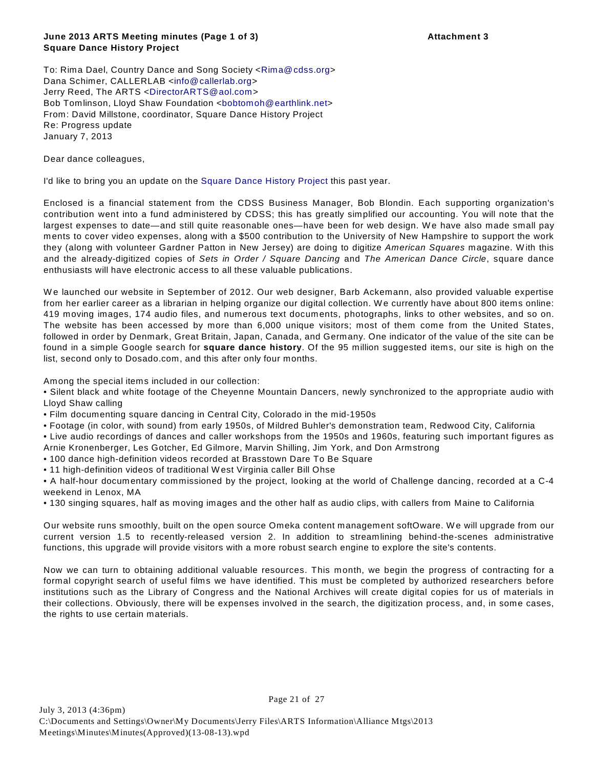**June 2013 ARTS Meeting minutes (Page 1 of 3)** **Attachment 3**
**Square Dance History Project**

To: Rima Dael, Country Dance and Song Society <Rima@cdss.org>
Dana Schimer, CALLERLAB <info@callerlab.org>
Jerry Reed, The ARTS <DirectorARTS@aol.com>
Bob Tomlinson, Lloyd Shaw Foundation <bobtomoh@earthlink.net>
From: David Millstone, coordinator, Square Dance History Project
Re: Progress update
January 7, 2013

Dear dance colleagues,

I'd like to bring you an update on the Square Dance History Project this past year.

Enclosed is a financial statement from the CDSS Business Manager, Bob Blondin. Each supporting organization's contribution went into a fund administered by CDSS; this has greatly simplified our accounting. You will note that the largest expenses to date—and still quite reasonable ones—have been for web design. We have also made small pay ments to cover video expenses, along with a $500 contribution to the University of New Hampshire to support the work they (along with volunteer Gardner Patton in New Jersey) are doing to digitize *American Squares* magazine. With this and the already-digitized copies of *Sets in Order / Square Dancing* and *The American Dance Circle*, square dance enthusiasts will have electronic access to all these valuable publications.

We launched our website in September of 2012. Our web designer, Barb Ackemann, also provided valuable expertise from her earlier career as a librarian in helping organize our digital collection. We currently have about 800 items online: 419 moving images, 174 audio files, and numerous text documents, photographs, links to other websites, and so on. The website has been accessed by more than 6,000 unique visitors; most of them come from the United States, followed in order by Denmark, Great Britain, Japan, Canada, and Germany. One indicator of the value of the site can be found in a simple Google search for **square dance history**. Of the 95 million suggested items, our site is high on the list, second only to Dosado.com, and this after only four months.

Among the special items included in our collection:

- Silent black and white footage of the Cheyenne Mountain Dancers, newly synchronized to the appropriate audio with Lloyd Shaw calling
- Film documenting square dancing in Central City, Colorado in the mid-1950s
- Footage (in color, with sound) from early 1950s, of Mildred Buhler's demonstration team, Redwood City, California
- Live audio recordings of dances and caller workshops from the 1950s and 1960s, featuring such important figures as Arnie Kronenberger, Les Gotcher, Ed Gilmore, Marvin Shilling, Jim York, and Don Armstrong
- 100 dance high-definition videos recorded at Brasstown Dare To Be Square
- 11 high-definition videos of traditional West Virginia caller Bill Ohse
- A half-hour documentary commissioned by the project, looking at the world of Challenge dancing, recorded at a C-4 weekend in Lenox, MA
- 130 singing squares, half as moving images and the other half as audio clips, with callers from Maine to California

Our website runs smoothly, built on the open source Omeka content management softOware. We will upgrade from our current version 1.5 to recently-released version 2. In addition to streamlining behind-the-scenes administrative functions, this upgrade will provide visitors with a more robust search engine to explore the site's contents.

Now we can turn to obtaining additional valuable resources. This month, we begin the progress of contracting for a formal copyright search of useful films we have identified. This must be completed by authorized researchers before institutions such as the Library of Congress and the National Archives will create digital copies for us of materials in their collections. Obviously, there will be expenses involved in the search, the digitization process, and, in some cases, the rights to use certain materials.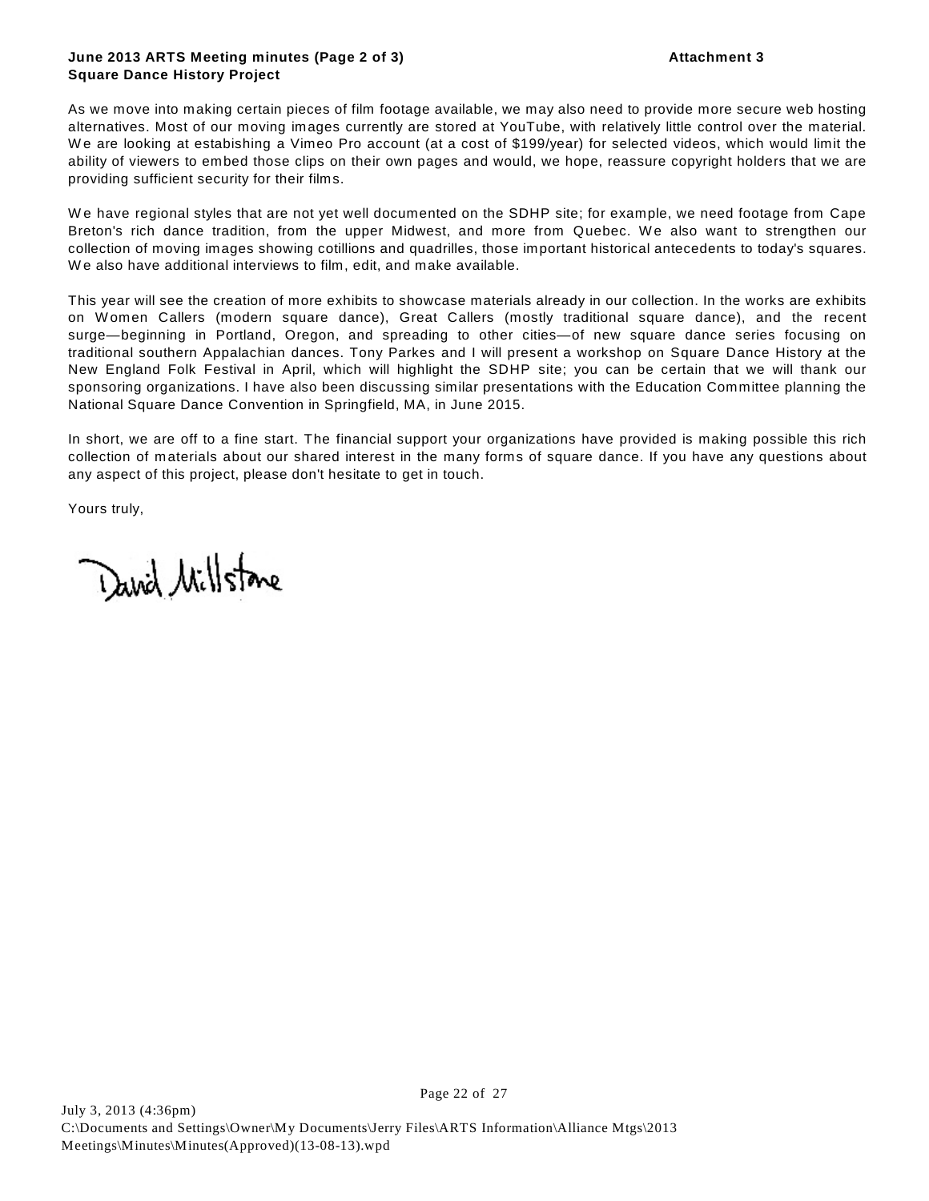**June 2013 ARTS Meeting minutes (Page 2 of 3)** **Attachment 3**
**Square Dance History Project**

As we move into making certain pieces of film footage available, we may also need to provide more secure web hosting alternatives. Most of our moving images currently are stored at YouTube, with relatively little control over the material. We are looking at estabishing a Vimeo Pro account (at a cost of $199/year) for selected videos, which would limit the ability of viewers to embed those clips on their own pages and would, we hope, reassure copyright holders that we are providing sufficient security for their films.

We have regional styles that are not yet well documented on the SDHP site; for example, we need footage from Cape Breton's rich dance tradition, from the upper Midwest, and more from Quebec. We also want to strengthen our collection of moving images showing cotillions and quadrilles, those important historical antecedents to today's squares. We also have additional interviews to film, edit, and make available.

This year will see the creation of more exhibits to showcase materials already in our collection. In the works are exhibits on Women Callers (modern square dance), Great Callers (mostly traditional square dance), and the recent surge—beginning in Portland, Oregon, and spreading to other cities—of new square dance series focusing on traditional southern Appalachian dances. Tony Parkes and I will present a workshop on Square Dance History at the New England Folk Festival in April, which will highlight the SDHP site; you can be certain that we will thank our sponsoring organizations. I have also been discussing similar presentations with the Education Committee planning the National Square Dance Convention in Springfield, MA, in June 2015.

In short, we are off to a fine start. The financial support your organizations have provided is making possible this rich collection of materials about our shared interest in the many forms of square dance. If you have any questions about any aspect of this project, please don't hesitate to get in touch.

Yours truly,

David Millstone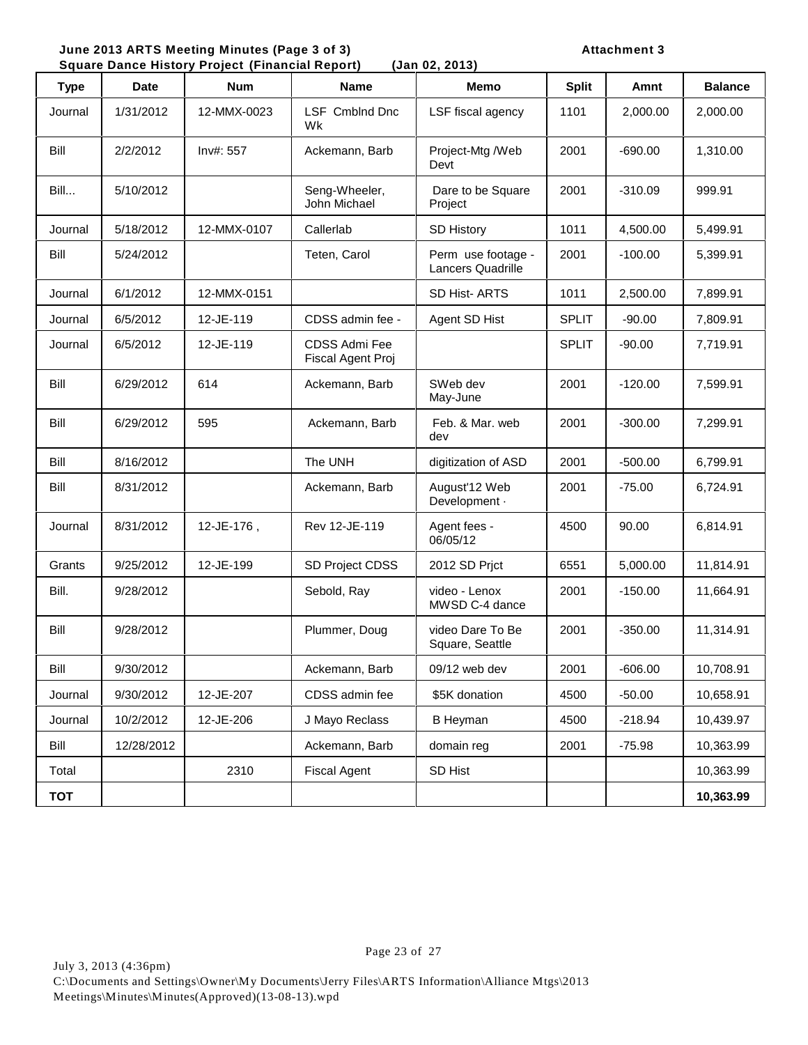**June 2013 ARTS Meeting Minutes (Page 3 of 3)** **Attachment 3**

**Square Dance History Project (Financial Report) (Jan 02, 2013)**

| Type | Date | Num | Name | Memo | Split | Amnt | Balance |
|---|---|---|---|---|---|---|---|
| Journal | 1/31/2012 | 12-MMX-0023 | LSF Cmblnd Dnc Wk | LSF fiscal agency | 1101 | 2,000.00 | 2,000.00 |
| Bill | 2/2/2012 | Inv#: 557 | Ackemann, Barb | Project-Mtg /Web Devt | 2001 | -690.00 | 1,310.00 |
| Bill... | 5/10/2012 | | Seng-Wheeler, John Michael | Dare to be Square Project | 2001 | -310.09 | 999.91 |
| Journal | 5/18/2012 | 12-MMX-0107 | Callerlab | SD History | 1011 | 4,500.00 | 5,499.91 |
| Bill | 5/24/2012 | | Teten, Carol | Perm use footage - Lancers Quadrille | 2001 | -100.00 | 5,399.91 |
| Journal | 6/1/2012 | 12-MMX-0151 | | SD Hist- ARTS | 1011 | 2,500.00 | 7,899.91 |
| Journal | 6/5/2012 | 12-JE-119 | CDSS admin fee - | Agent SD Hist | SPLIT | -90.00 | 7,809.91 |
| Journal | 6/5/2012 | 12-JE-119 | CDSS Admi Fee Fiscal Agent Proj | | SPLIT | -90.00 | 7,719.91 |
| Bill | 6/29/2012 | 614 | Ackemann, Barb | SWeb dev May-June | 2001 | -120.00 | 7,599.91 |
| Bill | 6/29/2012 | 595 | Ackemann, Barb | Feb. & Mar. web dev | 2001 | -300.00 | 7,299.91 |
| Bill | 8/16/2012 | | The UNH | digitization of ASD | 2001 | -500.00 | 6,799.91 |
| Bill | 8/31/2012 | | Ackemann, Barb | August'12 Web Development · | 2001 | -75.00 | 6,724.91 |
| Journal | 8/31/2012 | 12-JE-176 , | Rev 12-JE-119 | Agent fees - 06/05/12 | 4500 | 90.00 | 6,814.91 |
| Grants | 9/25/2012 | 12-JE-199 | SD Project CDSS | 2012 SD Prjct | 6551 | 5,000.00 | 11,814.91 |
| Bill. | 9/28/2012 | | Sebold, Ray | video - Lenox MWSD C-4 dance | 2001 | -150.00 | 11,664.91 |
| Bill | 9/28/2012 | | Plummer, Doug | video Dare To Be Square, Seattle | 2001 | -350.00 | 11,314.91 |
| Bill | 9/30/2012 | | Ackemann, Barb | 09/12 web dev | 2001 | -606.00 | 10,708.91 |
| Journal | 9/30/2012 | 12-JE-207 | CDSS admin fee | $5K donation | 4500 | -50.00 | 10,658.91 |
| Journal | 10/2/2012 | 12-JE-206 | J Mayo Reclass | B Heyman | 4500 | -218.94 | 10,439.97 |
| Bill | 12/28/2012 | | Ackemann, Barb | domain reg | 2001 | -75.98 | 10,363.99 |
| Total | | 2310 | Fiscal Agent | SD Hist | | | 10,363.99 |
| **TOT** | | | | | | | **10,363.99** |

July 3, 2013 (4:36pm)
C:\Documents and Settings\Owner\My Documents\Jerry Files\ARTS Information\Alliance Mtgs\2013 Meetings\Minutes\Minutes(Approved)(13-08-13).wpd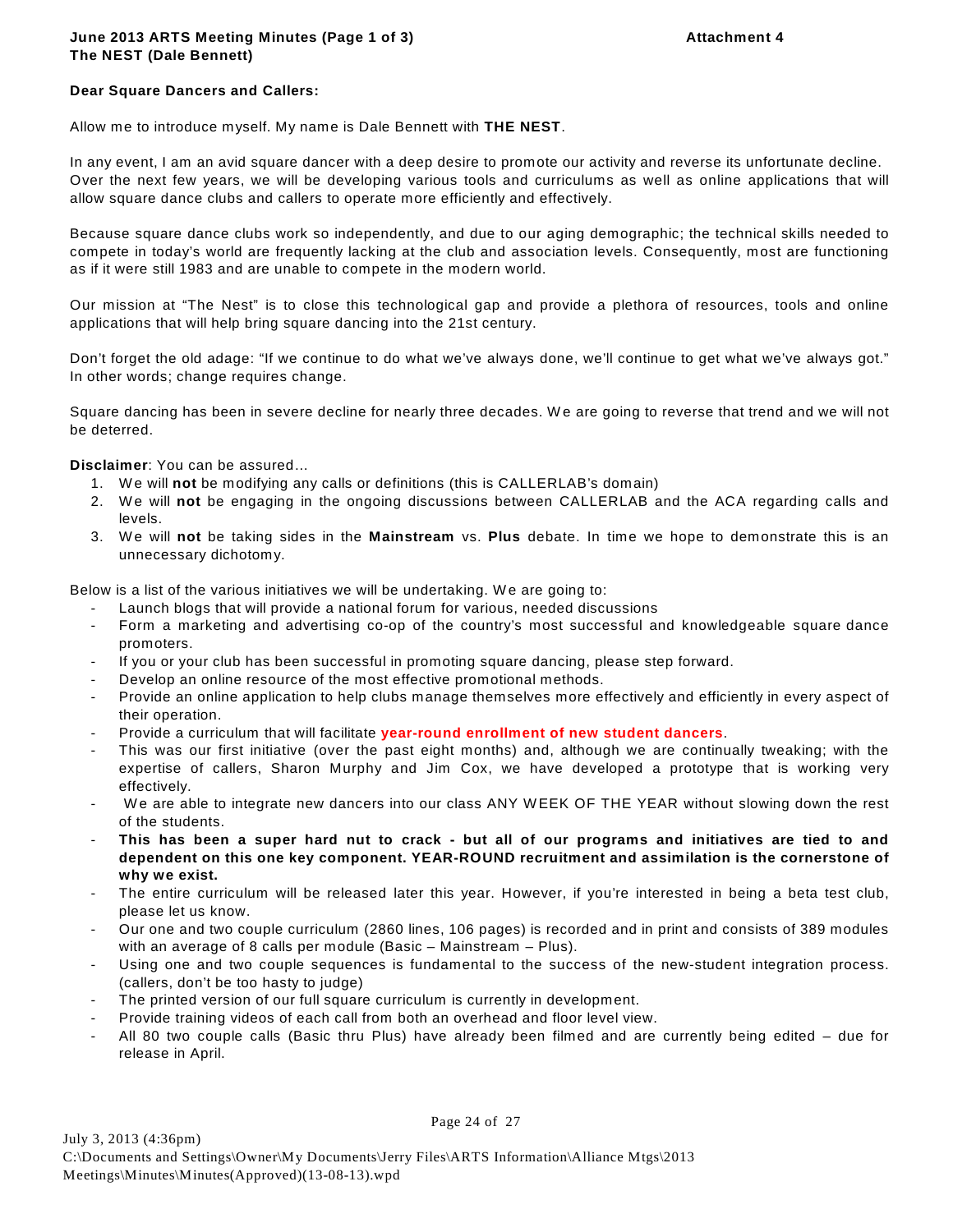**June 2013 ARTS Meeting Minutes (Page 1 of 3)** **Attachment 4**
**The NEST (Dale Bennett)**

**Dear Square Dancers and Callers:**

Allow me to introduce myself. My name is Dale Bennett with **THE NEST**.

In any event, I am an avid square dancer with a deep desire to promote our activity and reverse its unfortunate decline. Over the next few years, we will be developing various tools and curriculums as well as online applications that will allow square dance clubs and callers to operate more efficiently and effectively.

Because square dance clubs work so independently, and due to our aging demographic; the technical skills needed to compete in today's world are frequently lacking at the club and association levels. Consequently, most are functioning as if it were still 1983 and are unable to compete in the modern world.

Our mission at "The Nest" is to close this technological gap and provide a plethora of resources, tools and online applications that will help bring square dancing into the 21st century.

Don't forget the old adage: "If we continue to do what we've always done, we'll continue to get what we've always got." In other words; change requires change.

Square dancing has been in severe decline for nearly three decades. We are going to reverse that trend and we will not be deterred.

**Disclaimer**: You can be assured...

1. We will **not** be modifying any calls or definitions (this is CALLERLAB's domain)
2. We will **not** be engaging in the ongoing discussions between CALLERLAB and the ACA regarding calls and levels.
3. We will **not** be taking sides in the **Mainstream** vs. **Plus** debate. In time we hope to demonstrate this is an unnecessary dichotomy.

Below is a list of the various initiatives we will be undertaking. We are going to:

- Launch blogs that will provide a national forum for various, needed discussions
- Form a marketing and advertising co-op of the country's most successful and knowledgeable square dance promoters.
- If you or your club has been successful in promoting square dancing, please step forward.
- Develop an online resource of the most effective promotional methods.
- Provide an online application to help clubs manage themselves more effectively and efficiently in every aspect of their operation.
- Provide a curriculum that will facilitate **year-round enrollment of new student dancers**.
- This was our first initiative (over the past eight months) and, although we are continually tweaking; with the expertise of callers, Sharon Murphy and Jim Cox, we have developed a prototype that is working very effectively.
- We are able to integrate new dancers into our class ANY WEEK OF THE YEAR without slowing down the rest of the students.
- **This has been a super hard nut to crack - but all of our programs and initiatives are tied to and dependent on this one key component. YEAR-ROUND recruitment and assimilation is the cornerstone of why we exist.**
- The entire curriculum will be released later this year. However, if you're interested in being a beta test club, please let us know.
- Our one and two couple curriculum (2860 lines, 106 pages) is recorded and in print and consists of 389 modules with an average of 8 calls per module (Basic – Mainstream – Plus).
- Using one and two couple sequences is fundamental to the success of the new-student integration process. (callers, don't be too hasty to judge)
- The printed version of our full square curriculum is currently in development.
- Provide training videos of each call from both an overhead and floor level view.
- All 80 two couple calls (Basic thru Plus) have already been filmed and are currently being edited – due for release in April.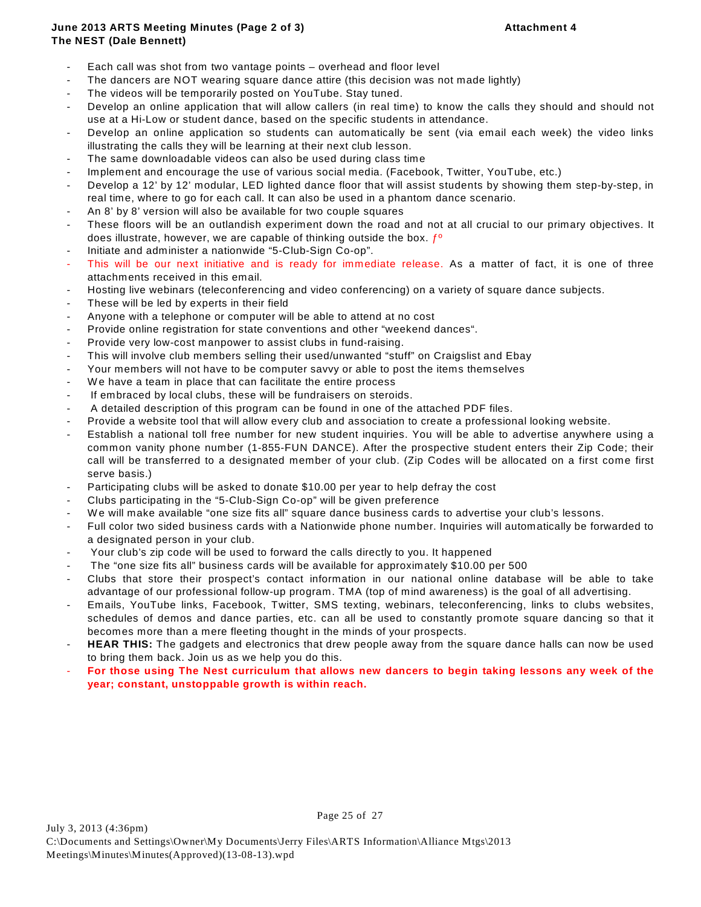- Each call was shot from two vantage points – overhead and floor level
- The dancers are NOT wearing square dance attire (this decision was not made lightly)
- The videos will be temporarily posted on YouTube. Stay tuned.
- Develop an online application that will allow callers (in real time) to know the calls they should and should not use at a Hi-Low or student dance, based on the specific students in attendance.
- Develop an online application so students can automatically be sent (via email each week) the video links illustrating the calls they will be learning at their next club lesson.
- The same downloadable videos can also be used during class time
- Implement and encourage the use of various social media. (Facebook, Twitter, YouTube, etc.)
- Develop a 12' by 12' modular, LED lighted dance floor that will assist students by showing them step-by-step, in real time, where to go for each call. It can also be used in a phantom dance scenario.
- An 8' by 8' version will also be available for two couple squares
- These floors will be an outlandish experiment down the road and not at all crucial to our primary objectives. It does illustrate, however, we are capable of thinking outside the box. ƒº
- Initiate and administer a nationwide "5-Club-Sign Co-op".
- This will be our next initiative and is ready for immediate release. As a matter of fact, it is one of three attachments received in this email.
- Hosting live webinars (teleconferencing and video conferencing) on a variety of square dance subjects.
- These will be led by experts in their field
- Anyone with a telephone or computer will be able to attend at no cost
- Provide online registration for state conventions and other "weekend dances".
- Provide very low-cost manpower to assist clubs in fund-raising.
- This will involve club members selling their used/unwanted "stuff" on Craigslist and Ebay
- Your members will not have to be computer savvy or able to post the items themselves
- We have a team in place that can facilitate the entire process
- If embraced by local clubs, these will be fundraisers on steroids.
- A detailed description of this program can be found in one of the attached PDF files.
- Provide a website tool that will allow every club and association to create a professional looking website.
- Establish a national toll free number for new student inquiries. You will be able to advertise anywhere using a common vanity phone number (1-855-FUN DANCE). After the prospective student enters their Zip Code; their call will be transferred to a designated member of your club. (Zip Codes will be allocated on a first come first serve basis.)
- Participating clubs will be asked to donate $10.00 per year to help defray the cost
- Clubs participating in the "5-Club-Sign Co-op" will be given preference
- We will make available "one size fits all" square dance business cards to advertise your club's lessons.
- Full color two sided business cards with a Nationwide phone number. Inquiries will automatically be forwarded to a designated person in your club.
- Your club's zip code will be used to forward the calls directly to you. It happened
- The "one size fits all" business cards will be available for approximately $10.00 per 500
- Clubs that store their prospect's contact information in our national online database will be able to take advantage of our professional follow-up program. TMA (top of mind awareness) is the goal of all advertising.
- Emails, YouTube links, Facebook, Twitter, SMS texting, webinars, teleconferencing, links to clubs websites, schedules of demos and dance parties, etc. can all be used to constantly promote square dancing so that it becomes more than a mere fleeting thought in the minds of your prospects.
- **HEAR THIS:** The gadgets and electronics that drew people away from the square dance halls can now be used to bring them back. Join us as we help you do this.
- **For those using The Nest curriculum that allows new dancers to begin taking lessons any week of the year; constant, unstoppable growth is within reach.**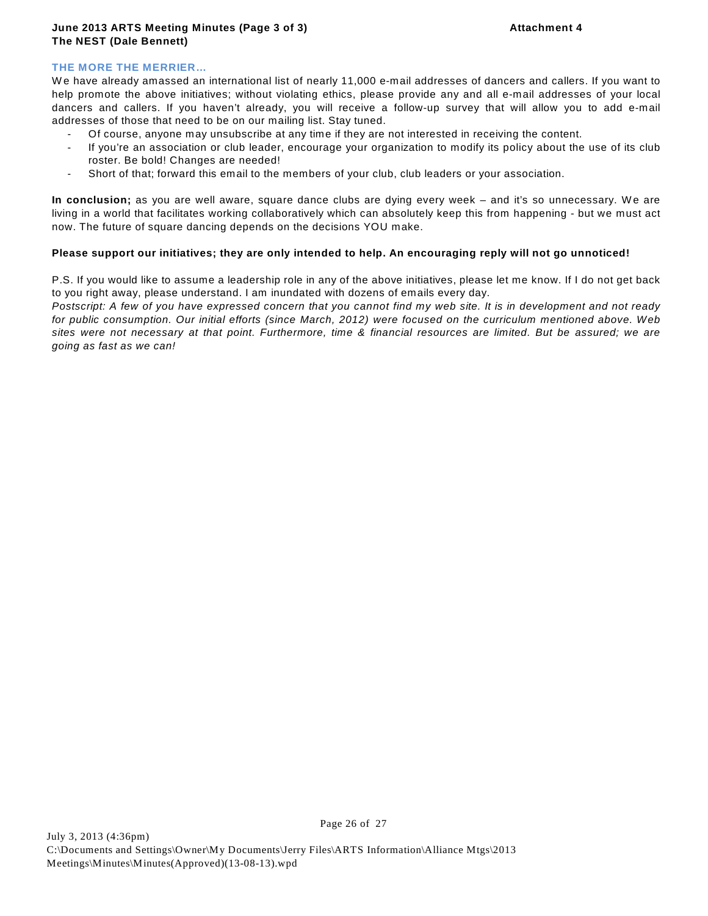### THE MORE THE MERRIER…

We have already amassed an international list of nearly 11,000 e-mail addresses of dancers and callers. If you want to help promote the above initiatives; without violating ethics, please provide any and all e-mail addresses of your local dancers and callers. If you haven't already, you will receive a follow-up survey that will allow you to add e-mail addresses of those that need to be on our mailing list. Stay tuned.

- Of course, anyone may unsubscribe at any time if they are not interested in receiving the content.
- If you're an association or club leader, encourage your organization to modify its policy about the use of its club roster. Be bold! Changes are needed!
- Short of that; forward this email to the members of your club, club leaders or your association.

**In conclusion;** as you are well aware, square dance clubs are dying every week – and it's so unnecessary. We are living in a world that facilitates working collaboratively which can absolutely keep this from happening - but we must act now. The future of square dancing depends on the decisions YOU make.

**Please support our initiatives; they are only intended to help. An encouraging reply will not go unnoticed!**

P.S. If you would like to assume a leadership role in any of the above initiatives, please let me know. If I do not get back to you right away, please understand. I am inundated with dozens of emails every day.

*Postscript: A few of you have expressed concern that you cannot find my web site. It is in development and not ready for public consumption. Our initial efforts (since March, 2012) were focused on the curriculum mentioned above. Web sites were not necessary at that point. Furthermore, time & financial resources are limited. But be assured; we are going as fast as we can!*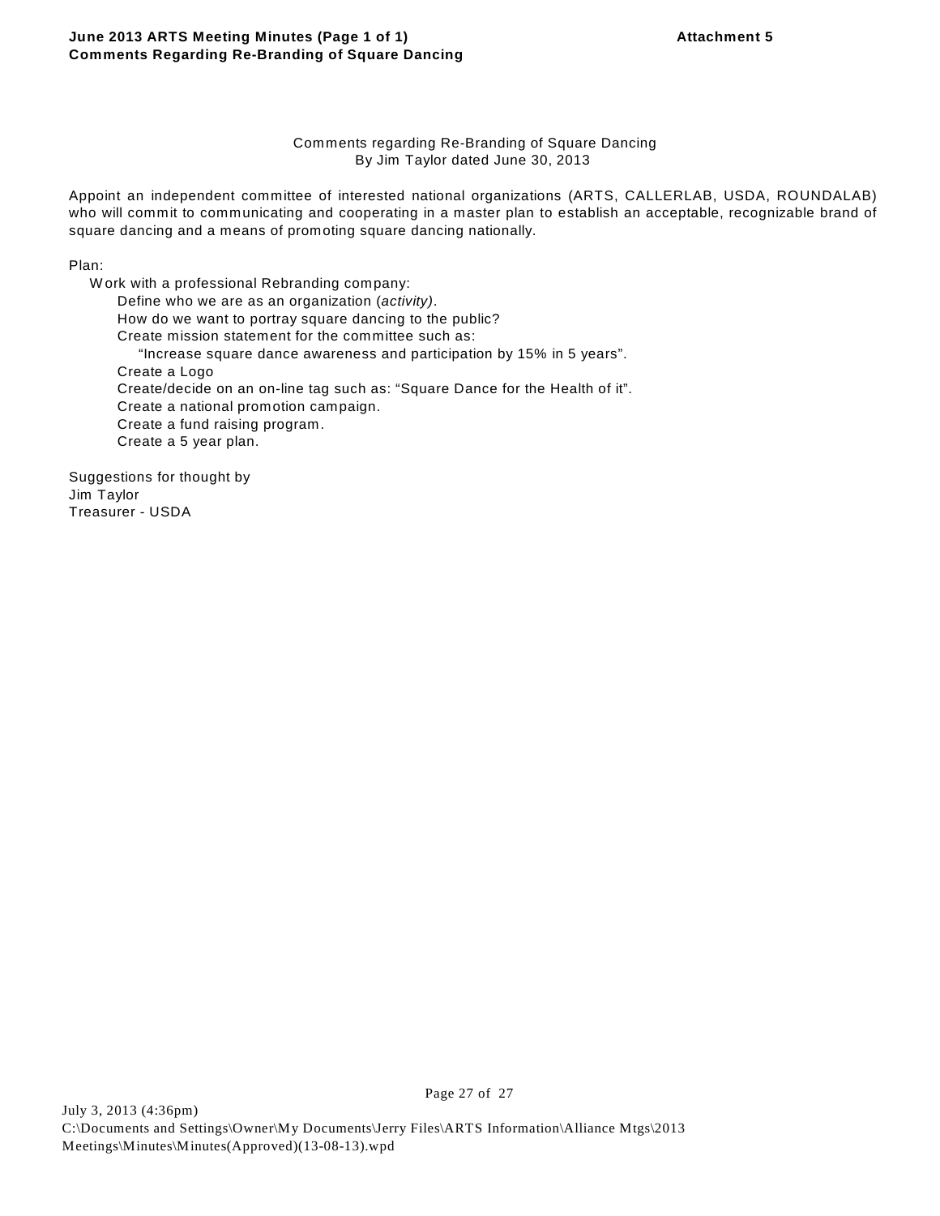Comments regarding Re-Branding of Square Dancing
By Jim Taylor dated June 30, 2013

Appoint an independent committee of interested national organizations (ARTS, CALLERLAB, USDA, ROUNDALAB) who will commit to communicating and cooperating in a master plan to establish an acceptable, recognizable brand of square dancing and a means of promoting square dancing nationally.

Plan:

- Work with a professional Rebranding company:
  - Define who we are as an organization (*activity)*.
  - How do we want to portray square dancing to the public?
  - Create mission statement for the committee such as:
    - "Increase square dance awareness and participation by 15% in 5 years".
  - Create a Logo
  - Create/decide on an on-line tag such as: "Square Dance for the Health of it".
  - Create a national promotion campaign.
  - Create a fund raising program.
  - Create a 5 year plan.

Suggestions for thought by
Jim Taylor
Treasurer - USDA